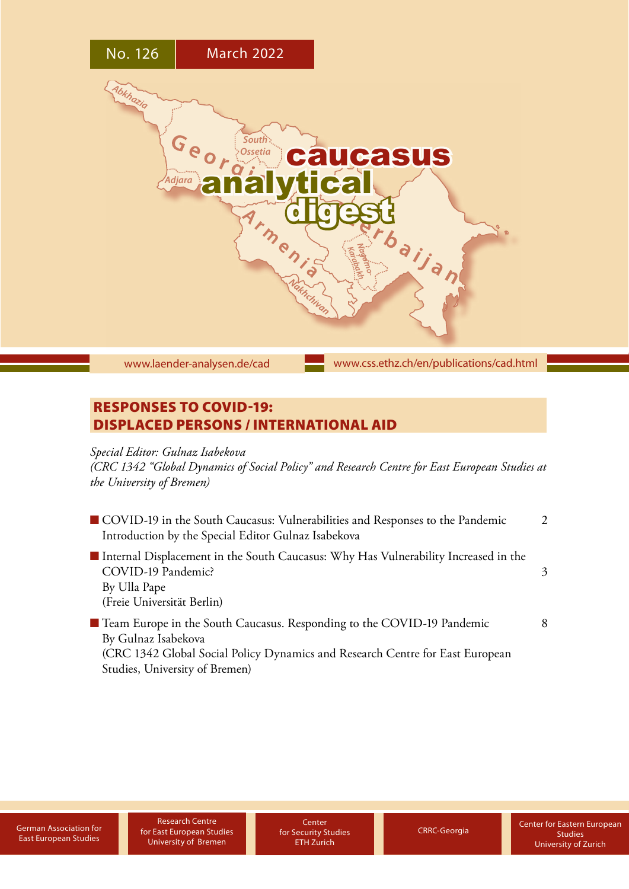No. 126 March 2022

# caucasus analytical digest

www.laender-analysen.de/cad www.css.ethz.ch/en/publications/cad.html

## RESPONSES TO COVID-19: DISPLACED PERSONS / INTERNATIONAL AID

*Special Editor: Gulnaz Isabekova*
*(CRC 1342 "Global Dynamics of Social Policy" and Research Centre for East European Studies at the University of Bremen)*

- COVID-19 in the South Caucasus: Vulnerabilities and Responses to the Pandemic — 2
  Introduction by the Special Editor Gulnaz Isabekova
- Internal Displacement in the South Caucasus: Why Has Vulnerability Increased in the COVID-19 Pandemic? — 3
  By Ulla Pape
  (Freie Universität Berlin)
- Team Europe in the South Caucasus. Responding to the COVID-19 Pandemic — 8
  By Gulnaz Isabekova
  (CRC 1342 Global Social Policy Dynamics and Research Centre for East European Studies, University of Bremen)

German Association for East European Studies | Research Centre for East European Studies University of Bremen | Center for Security Studies ETH Zurich | CRRC-Georgia | Center for Eastern European Studies University of Zurich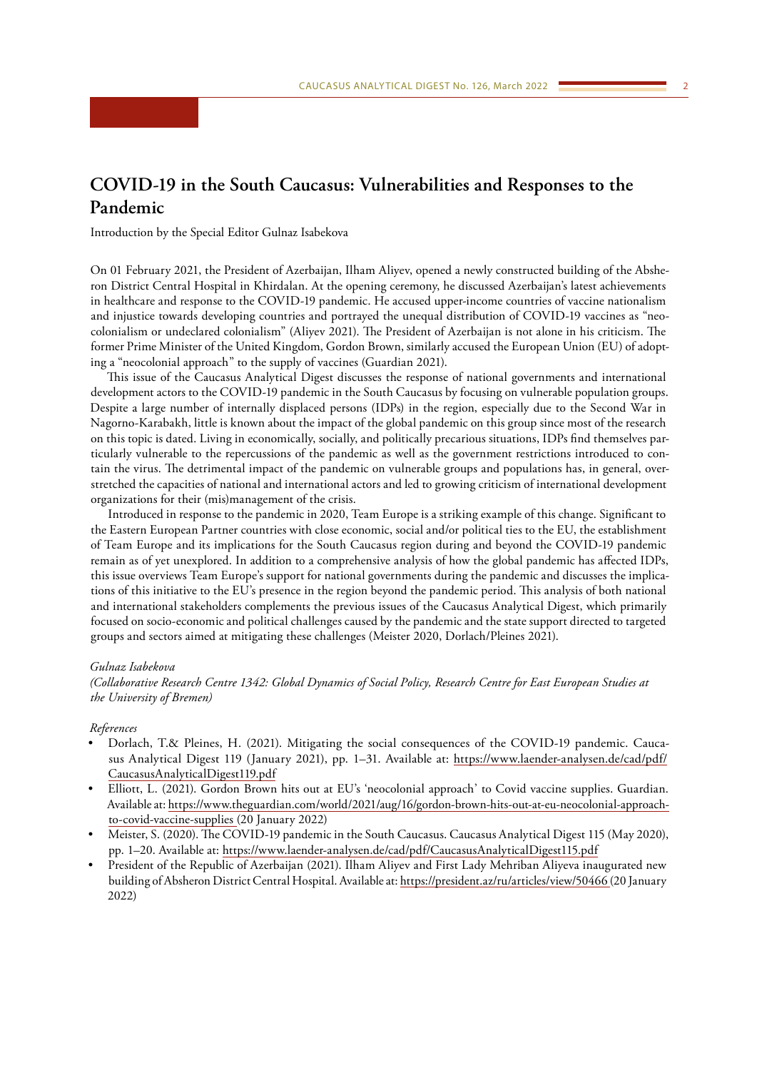# COVID-19 in the South Caucasus: Vulnerabilities and Responses to the Pandemic

Introduction by the Special Editor Gulnaz Isabekova

On 01 February 2021, the President of Azerbaijan, Ilham Aliyev, opened a newly constructed building of the Absheron District Central Hospital in Khirdalan. At the opening ceremony, he discussed Azerbaijan's latest achievements in healthcare and response to the COVID-19 pandemic. He accused upper-income countries of vaccine nationalism and injustice towards developing countries and portrayed the unequal distribution of COVID-19 vaccines as "neo-colonialism or undeclared colonialism" (Aliyev 2021). The President of Azerbaijan is not alone in his criticism. The former Prime Minister of the United Kingdom, Gordon Brown, similarly accused the European Union (EU) of adopting a "neocolonial approach" to the supply of vaccines (Guardian 2021).

This issue of the Caucasus Analytical Digest discusses the response of national governments and international development actors to the COVID-19 pandemic in the South Caucasus by focusing on vulnerable population groups. Despite a large number of internally displaced persons (IDPs) in the region, especially due to the Second War in Nagorno-Karabakh, little is known about the impact of the global pandemic on this group since most of the research on this topic is dated. Living in economically, socially, and politically precarious situations, IDPs find themselves particularly vulnerable to the repercussions of the pandemic as well as the government restrictions introduced to contain the virus. The detrimental impact of the pandemic on vulnerable groups and populations has, in general, overstretched the capacities of national and international actors and led to growing criticism of international development organizations for their (mis)management of the crisis.

Introduced in response to the pandemic in 2020, Team Europe is a striking example of this change. Significant to the Eastern European Partner countries with close economic, social and/or political ties to the EU, the establishment of Team Europe and its implications for the South Caucasus region during and beyond the COVID-19 pandemic remain as of yet unexplored. In addition to a comprehensive analysis of how the global pandemic has affected IDPs, this issue overviews Team Europe's support for national governments during the pandemic and discusses the implications of this initiative to the EU's presence in the region beyond the pandemic period. This analysis of both national and international stakeholders complements the previous issues of the Caucasus Analytical Digest, which primarily focused on socio-economic and political challenges caused by the pandemic and the state support directed to targeted groups and sectors aimed at mitigating these challenges (Meister 2020, Dorlach/Pleines 2021).

*Gulnaz Isabekova*
*(Collaborative Research Centre 1342: Global Dynamics of Social Policy, Research Centre for East European Studies at the University of Bremen)*

*References*

- Dorlach, T.& Pleines, H. (2021). Mitigating the social consequences of the COVID-19 pandemic. Caucasus Analytical Digest 119 (January 2021), pp. 1–31. Available at: https://www.laender-analysen.de/cad/pdf/CaucasusAnalyticalDigest119.pdf
- Elliott, L. (2021). Gordon Brown hits out at EU's 'neocolonial approach' to Covid vaccine supplies. Guardian. Available at: https://www.theguardian.com/world/2021/aug/16/gordon-brown-hits-out-at-eu-neocolonial-approach-to-covid-vaccine-supplies (20 January 2022)
- Meister, S. (2020). The COVID-19 pandemic in the South Caucasus. Caucasus Analytical Digest 115 (May 2020), pp. 1–20. Available at: https://www.laender-analysen.de/cad/pdf/CaucasusAnalyticalDigest115.pdf
- President of the Republic of Azerbaijan (2021). Ilham Aliyev and First Lady Mehriban Aliyeva inaugurated new building of Absheron District Central Hospital. Available at: https://president.az/ru/articles/view/50466 (20 January 2022)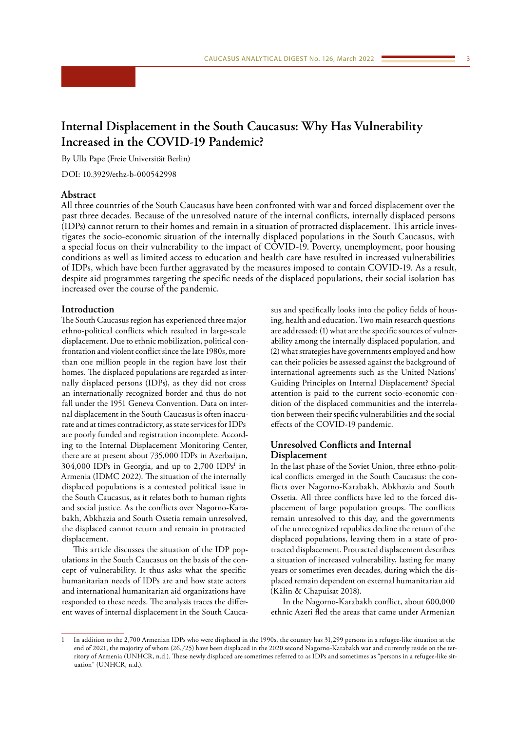# Internal Displacement in the South Caucasus: Why Has Vulnerability Increased in the COVID-19 Pandemic?

By Ulla Pape (Freie Universität Berlin)

DOI: 10.3929/ethz-b-000542998

## Abstract

All three countries of the South Caucasus have been confronted with war and forced displacement over the past three decades. Because of the unresolved nature of the internal conflicts, internally displaced persons (IDPs) cannot return to their homes and remain in a situation of protracted displacement. This article investigates the socio-economic situation of the internally displaced populations in the South Caucasus, with a special focus on their vulnerability to the impact of COVID-19. Poverty, unemployment, poor housing conditions as well as limited access to education and health care have resulted in increased vulnerabilities of IDPs, which have been further aggravated by the measures imposed to contain COVID-19. As a result, despite aid programmes targeting the specific needs of the displaced populations, their social isolation has increased over the course of the pandemic.

## Introduction

The South Caucasus region has experienced three major ethno-political conflicts which resulted in large-scale displacement. Due to ethnic mobilization, political confrontation and violent conflict since the late 1980s, more than one million people in the region have lost their homes. The displaced populations are regarded as internally displaced persons (IDPs), as they did not cross an internationally recognized border and thus do not fall under the 1951 Geneva Convention. Data on internal displacement in the South Caucasus is often inaccurate and at times contradictory, as state services for IDPs are poorly funded and registration incomplete. According to the Internal Displacement Monitoring Center, there are at present about 735,000 IDPs in Azerbaijan, 304,000 IDPs in Georgia, and up to 2,700 IDPs[1] in Armenia (IDMC 2022). The situation of the internally displaced populations is a contested political issue in the South Caucasus, as it relates both to human rights and social justice. As the conflicts over Nagorno-Karabakh, Abkhazia and South Ossetia remain unresolved, the displaced cannot return and remain in protracted displacement.

This article discusses the situation of the IDP populations in the South Caucasus on the basis of the concept of vulnerability. It thus asks what the specific humanitarian needs of IDPs are and how state actors and international humanitarian aid organizations have responded to these needs. The analysis traces the different waves of internal displacement in the South Caucasus and specifically looks into the policy fields of housing, health and education. Two main research questions are addressed: (1) what are the specific sources of vulnerability among the internally displaced population, and (2) what strategies have governments employed and how can their policies be assessed against the background of international agreements such as the United Nations' Guiding Principles on Internal Displacement? Special attention is paid to the current socio-economic condition of the displaced communities and the interrelation between their specific vulnerabilities and the social effects of the COVID-19 pandemic.

## Unresolved Conflicts and Internal Displacement

In the last phase of the Soviet Union, three ethno-political conflicts emerged in the South Caucasus: the conflicts over Nagorno-Karabakh, Abkhazia and South Ossetia. All three conflicts have led to the forced displacement of large population groups. The conflicts remain unresolved to this day, and the governments of the unrecognized republics decline the return of the displaced populations, leaving them in a state of protracted displacement. Protracted displacement describes a situation of increased vulnerability, lasting for many years or sometimes even decades, during which the displaced remain dependent on external humanitarian aid (Kälin & Chapuisat 2018).

In the Nagorno-Karabakh conflict, about 600,000 ethnic Azeri fled the areas that came under Armenian

---

[1] In addition to the 2,700 Armenian IDPs who were displaced in the 1990s, the country has 31,299 persons in a refugee-like situation at the end of 2021, the majority of whom (26,725) have been displaced in the 2020 second Nagorno-Karabakh war and currently reside on the territory of Armenia (UNHCR, n.d.). These newly displaced are sometimes referred to as IDPs and sometimes as "persons in a refugee-like situation" (UNHCR, n.d.).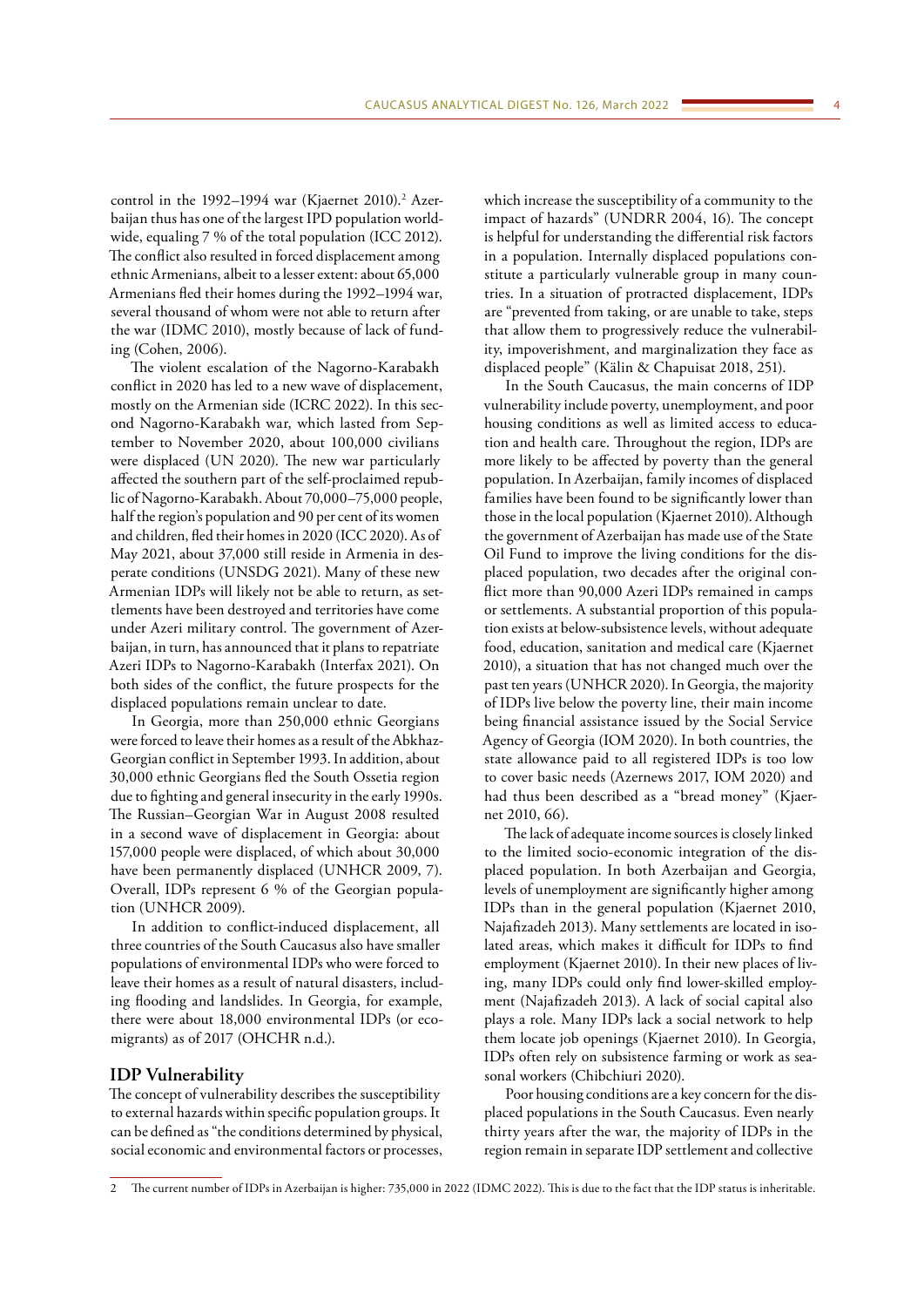control in the 1992–1994 war (Kjaernet 2010).[2] Azerbaijan thus has one of the largest IPD population worldwide, equaling 7 % of the total population (ICC 2012). The conflict also resulted in forced displacement among ethnic Armenians, albeit to a lesser extent: about 65,000 Armenians fled their homes during the 1992–1994 war, several thousand of whom were not able to return after the war (IDMC 2010), mostly because of lack of funding (Cohen, 2006).

The violent escalation of the Nagorno-Karabakh conflict in 2020 has led to a new wave of displacement, mostly on the Armenian side (ICRC 2022). In this second Nagorno-Karabakh war, which lasted from September to November 2020, about 100,000 civilians were displaced (UN 2020). The new war particularly affected the southern part of the self-proclaimed republic of Nagorno-Karabakh. About 70,000–75,000 people, half the region's population and 90 per cent of its women and children, fled their homes in 2020 (ICC 2020). As of May 2021, about 37,000 still reside in Armenia in desperate conditions (UNSDG 2021). Many of these new Armenian IDPs will likely not be able to return, as settlements have been destroyed and territories have come under Azeri military control. The government of Azerbaijan, in turn, has announced that it plans to repatriate Azeri IDPs to Nagorno-Karabakh (Interfax 2021). On both sides of the conflict, the future prospects for the displaced populations remain unclear to date.

In Georgia, more than 250,000 ethnic Georgians were forced to leave their homes as a result of the Abkhaz-Georgian conflict in September 1993. In addition, about 30,000 ethnic Georgians fled the South Ossetia region due to fighting and general insecurity in the early 1990s. The Russian–Georgian War in August 2008 resulted in a second wave of displacement in Georgia: about 157,000 people were displaced, of which about 30,000 have been permanently displaced (UNHCR 2009, 7). Overall, IDPs represent 6 % of the Georgian population (UNHCR 2009).

In addition to conflict-induced displacement, all three countries of the South Caucasus also have smaller populations of environmental IDPs who were forced to leave their homes as a result of natural disasters, including flooding and landslides. In Georgia, for example, there were about 18,000 environmental IDPs (or eco-migrants) as of 2017 (OHCHR n.d.).

## IDP Vulnerability

The concept of vulnerability describes the susceptibility to external hazards within specific population groups. It can be defined as "the conditions determined by physical, social economic and environmental factors or processes, which increase the susceptibility of a community to the impact of hazards" (UNDRR 2004, 16). The concept is helpful for understanding the differential risk factors in a population. Internally displaced populations constitute a particularly vulnerable group in many countries. In a situation of protracted displacement, IDPs are "prevented from taking, or are unable to take, steps that allow them to progressively reduce the vulnerability, impoverishment, and marginalization they face as displaced people" (Kälin & Chapuisat 2018, 251).

In the South Caucasus, the main concerns of IDP vulnerability include poverty, unemployment, and poor housing conditions as well as limited access to education and health care. Throughout the region, IDPs are more likely to be affected by poverty than the general population. In Azerbaijan, family incomes of displaced families have been found to be significantly lower than those in the local population (Kjaernet 2010). Although the government of Azerbaijan has made use of the State Oil Fund to improve the living conditions for the displaced population, two decades after the original conflict more than 90,000 Azeri IDPs remained in camps or settlements. A substantial proportion of this population exists at below-subsistence levels, without adequate food, education, sanitation and medical care (Kjaernet 2010), a situation that has not changed much over the past ten years (UNHCR 2020). In Georgia, the majority of IDPs live below the poverty line, their main income being financial assistance issued by the Social Service Agency of Georgia (IOM 2020). In both countries, the state allowance paid to all registered IDPs is too low to cover basic needs (Azernews 2017, IOM 2020) and had thus been described as a "bread money" (Kjaernet 2010, 66).

The lack of adequate income sources is closely linked to the limited socio-economic integration of the displaced population. In both Azerbaijan and Georgia, levels of unemployment are significantly higher among IDPs than in the general population (Kjaernet 2010, Najafizadeh 2013). Many settlements are located in isolated areas, which makes it difficult for IDPs to find employment (Kjaernet 2010). In their new places of living, many IDPs could only find lower-skilled employment (Najafizadeh 2013). A lack of social capital also plays a role. Many IDPs lack a social network to help them locate job openings (Kjaernet 2010). In Georgia, IDPs often rely on subsistence farming or work as seasonal workers (Chibchiuri 2020).

Poor housing conditions are a key concern for the displaced populations in the South Caucasus. Even nearly thirty years after the war, the majority of IDPs in the region remain in separate IDP settlement and collective

---

2 The current number of IDPs in Azerbaijan is higher: 735,000 in 2022 (IDMC 2022). This is due to the fact that the IDP status is inheritable.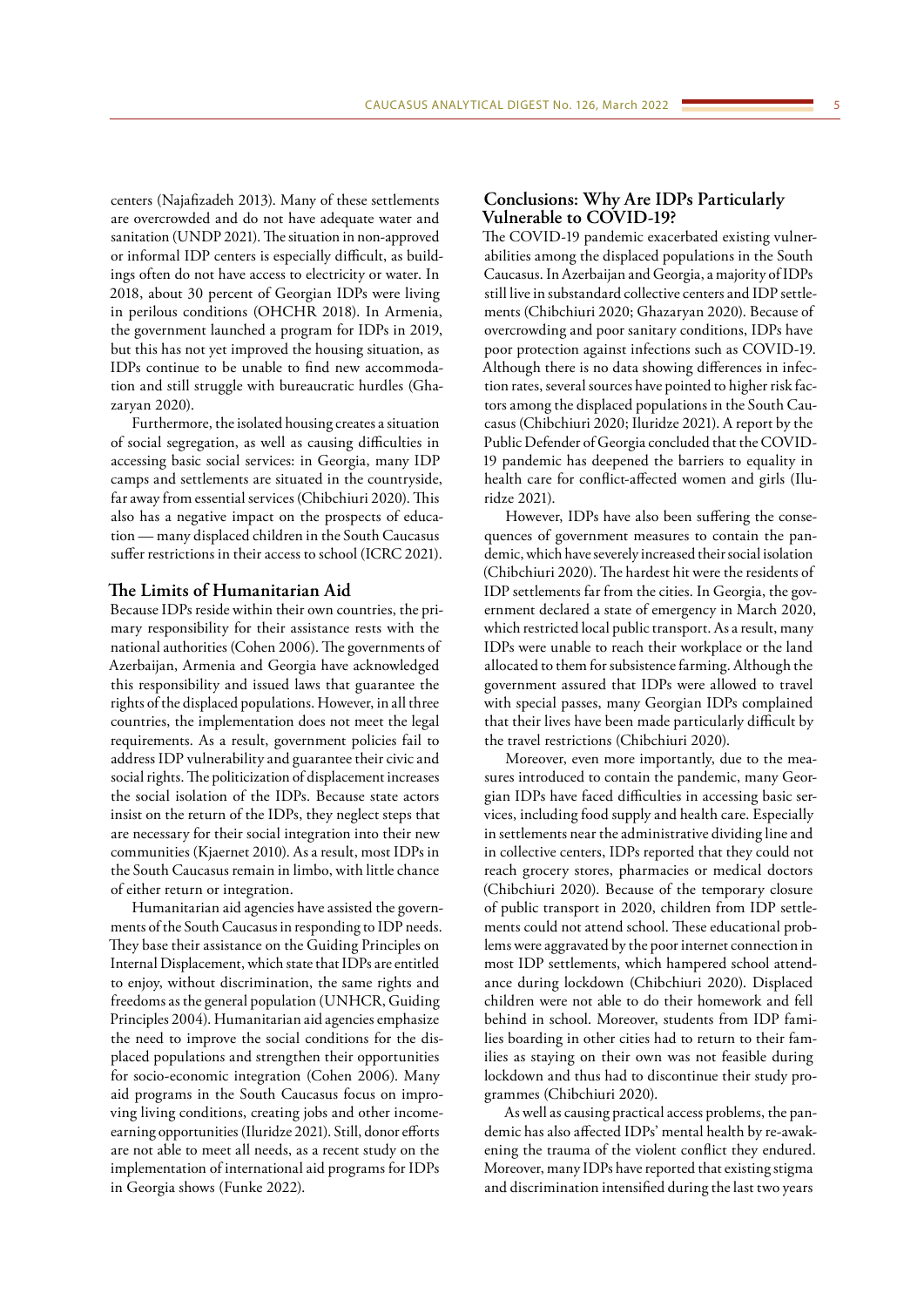centers (Najafizadeh 2013). Many of these settlements are overcrowded and do not have adequate water and sanitation (UNDP 2021). The situation in non-approved or informal IDP centers is especially difficult, as buildings often do not have access to electricity or water. In 2018, about 30 percent of Georgian IDPs were living in perilous conditions (OHCHR 2018). In Armenia, the government launched a program for IDPs in 2019, but this has not yet improved the housing situation, as IDPs continue to be unable to find new accommodation and still struggle with bureaucratic hurdles (Ghazaryan 2020).

Furthermore, the isolated housing creates a situation of social segregation, as well as causing difficulties in accessing basic social services: in Georgia, many IDP camps and settlements are situated in the countryside, far away from essential services (Chibchiuri 2020). This also has a negative impact on the prospects of education — many displaced children in the South Caucasus suffer restrictions in their access to school (ICRC 2021).

## The Limits of Humanitarian Aid

Because IDPs reside within their own countries, the primary responsibility for their assistance rests with the national authorities (Cohen 2006). The governments of Azerbaijan, Armenia and Georgia have acknowledged this responsibility and issued laws that guarantee the rights of the displaced populations. However, in all three countries, the implementation does not meet the legal requirements. As a result, government policies fail to address IDP vulnerability and guarantee their civic and social rights. The politicization of displacement increases the social isolation of the IDPs. Because state actors insist on the return of the IDPs, they neglect steps that are necessary for their social integration into their new communities (Kjaernet 2010). As a result, most IDPs in the South Caucasus remain in limbo, with little chance of either return or integration.

Humanitarian aid agencies have assisted the governments of the South Caucasus in responding to IDP needs. They base their assistance on the Guiding Principles on Internal Displacement, which state that IDPs are entitled to enjoy, without discrimination, the same rights and freedoms as the general population (UNHCR, Guiding Principles 2004). Humanitarian aid agencies emphasize the need to improve the social conditions for the displaced populations and strengthen their opportunities for socio-economic integration (Cohen 2006). Many aid programs in the South Caucasus focus on improving living conditions, creating jobs and other income-earning opportunities (Iluridze 2021). Still, donor efforts are not able to meet all needs, as a recent study on the implementation of international aid programs for IDPs in Georgia shows (Funke 2022).

## Conclusions: Why Are IDPs Particularly Vulnerable to COVID-19?

The COVID-19 pandemic exacerbated existing vulnerabilities among the displaced populations in the South Caucasus. In Azerbaijan and Georgia, a majority of IDPs still live in substandard collective centers and IDP settlements (Chibchiuri 2020; Ghazaryan 2020). Because of overcrowding and poor sanitary conditions, IDPs have poor protection against infections such as COVID-19. Although there is no data showing differences in infection rates, several sources have pointed to higher risk factors among the displaced populations in the South Caucasus (Chibchiuri 2020; Iluridze 2021). A report by the Public Defender of Georgia concluded that the COVID-19 pandemic has deepened the barriers to equality in health care for conflict-affected women and girls (Iluridze 2021).

However, IDPs have also been suffering the consequences of government measures to contain the pandemic, which have severely increased their social isolation (Chibchiuri 2020). The hardest hit were the residents of IDP settlements far from the cities. In Georgia, the government declared a state of emergency in March 2020, which restricted local public transport. As a result, many IDPs were unable to reach their workplace or the land allocated to them for subsistence farming. Although the government assured that IDPs were allowed to travel with special passes, many Georgian IDPs complained that their lives have been made particularly difficult by the travel restrictions (Chibchiuri 2020).

Moreover, even more importantly, due to the measures introduced to contain the pandemic, many Georgian IDPs have faced difficulties in accessing basic services, including food supply and health care. Especially in settlements near the administrative dividing line and in collective centers, IDPs reported that they could not reach grocery stores, pharmacies or medical doctors (Chibchiuri 2020). Because of the temporary closure of public transport in 2020, children from IDP settlements could not attend school. These educational problems were aggravated by the poor internet connection in most IDP settlements, which hampered school attendance during lockdown (Chibchiuri 2020). Displaced children were not able to do their homework and fell behind in school. Moreover, students from IDP families boarding in other cities had to return to their families as staying on their own was not feasible during lockdown and thus had to discontinue their study programmes (Chibchiuri 2020).

As well as causing practical access problems, the pandemic has also affected IDPs' mental health by re-awakening the trauma of the violent conflict they endured. Moreover, many IDPs have reported that existing stigma and discrimination intensified during the last two years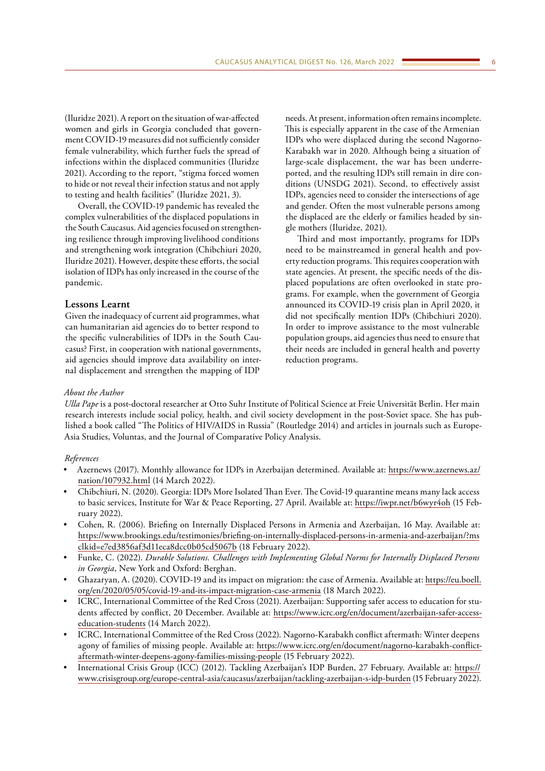(Iluridze 2021). A report on the situation of war-affected women and girls in Georgia concluded that government COVID-19 measures did not sufficiently consider female vulnerability, which further fuels the spread of infections within the displaced communities (Iluridze 2021). According to the report, "stigma forced women to hide or not reveal their infection status and not apply to testing and health facilities" (Iluridze 2021, 3).

Overall, the COVID-19 pandemic has revealed the complex vulnerabilities of the displaced populations in the South Caucasus. Aid agencies focused on strengthening resilience through improving livelihood conditions and strengthening work integration (Chibchiuri 2020, Iluridze 2021). However, despite these efforts, the social isolation of IDPs has only increased in the course of the pandemic.

## Lessons Learnt

Given the inadequacy of current aid programmes, what can humanitarian aid agencies do to better respond to the specific vulnerabilities of IDPs in the South Caucasus? First, in cooperation with national governments, aid agencies should improve data availability on internal displacement and strengthen the mapping of IDP needs. At present, information often remains incomplete. This is especially apparent in the case of the Armenian IDPs who were displaced during the second Nagorno-Karabakh war in 2020. Although being a situation of large-scale displacement, the war has been underreported, and the resulting IDPs still remain in dire conditions (UNSDG 2021). Second, to effectively assist IDPs, agencies need to consider the intersections of age and gender. Often the most vulnerable persons among the displaced are the elderly or families headed by single mothers (Iluridze, 2021).

Third and most importantly, programs for IDPs need to be mainstreamed in general health and poverty reduction programs. This requires cooperation with state agencies. At present, the specific needs of the displaced populations are often overlooked in state programs. For example, when the government of Georgia announced its COVID-19 crisis plan in April 2020, it did not specifically mention IDPs (Chibchiuri 2020). In order to improve assistance to the most vulnerable population groups, aid agencies thus need to ensure that their needs are included in general health and poverty reduction programs.

*About the Author*

*Ulla Pape* is a post-doctoral researcher at Otto Suhr Institute of Political Science at Freie Universität Berlin. Her main research interests include social policy, health, and civil society development in the post-Soviet space. She has published a book called "The Politics of HIV/AIDS in Russia" (Routledge 2014) and articles in journals such as Europe-Asia Studies, Voluntas, and the Journal of Comparative Policy Analysis.

*References*

- Azernews (2017). Monthly allowance for IDPs in Azerbaijan determined. Available at: https://www.azernews.az/nation/107932.html (14 March 2022).
- Chibchiuri, N. (2020). Georgia: IDPs More Isolated Than Ever. The Covid-19 quarantine means many lack access to basic services, Institute for War & Peace Reporting, 27 April. Available at: https://iwpr.net/b6wyr4oh (15 February 2022).
- Cohen, R. (2006). Briefing on Internally Displaced Persons in Armenia and Azerbaijan, 16 May. Available at: https://www.brookings.edu/testimonies/briefing-on-internally-displaced-persons-in-armenia-and-azerbaijan/?msclkid=e7ed3856af3d11eca8dcc0b05cd5067b (18 February 2022).
- Funke, C. (2022). *Durable Solutions. Challenges with Implementing Global Norms for Internally Displaced Persons in Georgia*, New York and Oxford: Berghan.
- Ghazaryan, A. (2020). COVID-19 and its impact on migration: the case of Armenia. Available at: https://eu.boell.org/en/2020/05/05/covid-19-and-its-impact-migration-case-armenia (18 March 2022).
- ICRC, International Committee of the Red Cross (2021). Azerbaijan: Supporting safer access to education for students affected by conflict, 20 December. Available at: https://www.icrc.org/en/document/azerbaijan-safer-access-education-students (14 March 2022).
- ICRC, International Committee of the Red Cross (2022). Nagorno-Karabakh conflict aftermath: Winter deepens agony of families of missing people. Available at: https://www.icrc.org/en/document/nagorno-karabakh-conflict-aftermath-winter-deepens-agony-families-missing-people (15 February 2022).
- International Crisis Group (ICC) (2012). Tackling Azerbaijan's IDP Burden, 27 February. Available at: https://www.crisisgroup.org/europe-central-asia/caucasus/azerbaijan/tackling-azerbaijan-s-idp-burden (15 February 2022).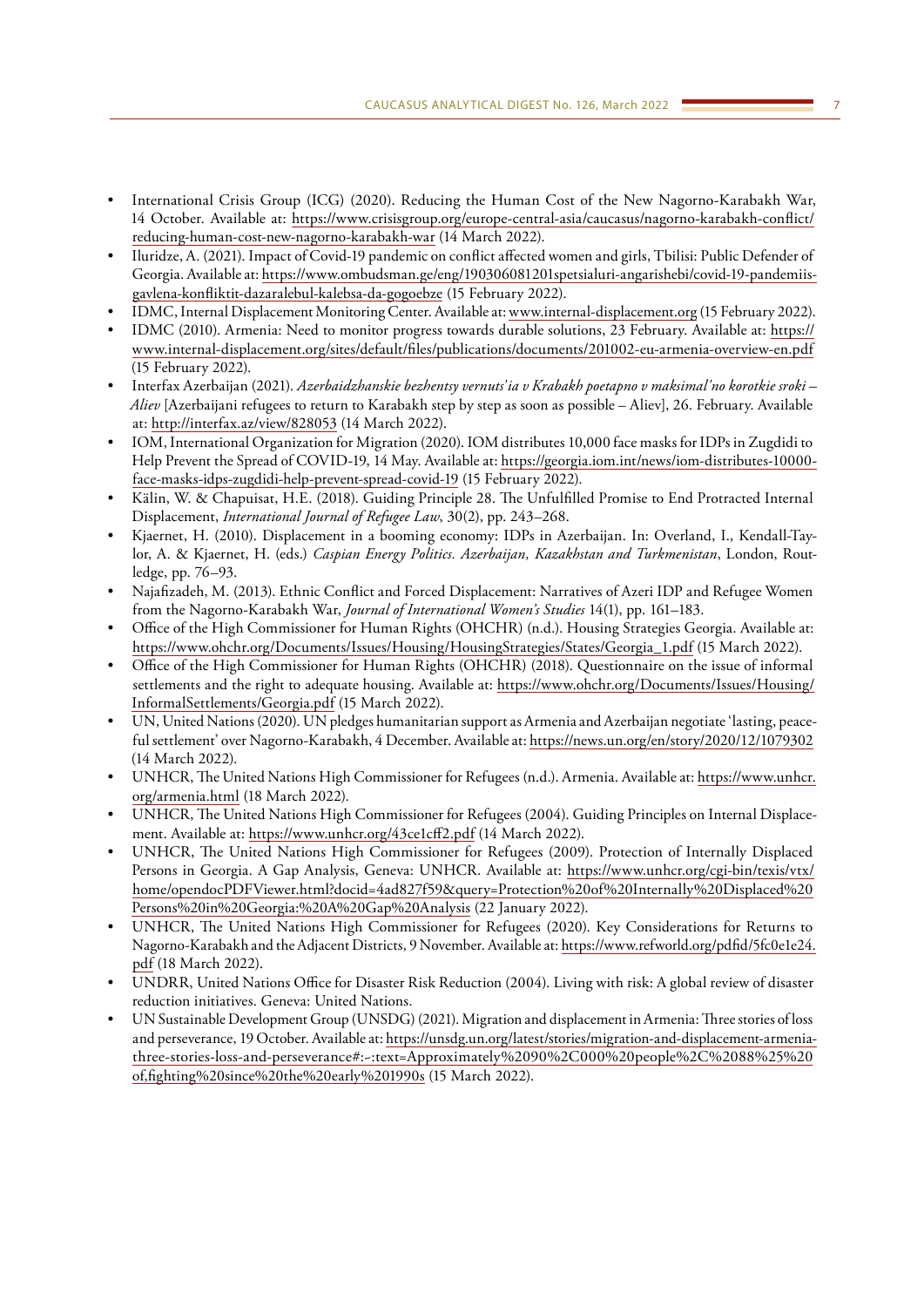- International Crisis Group (ICG) (2020). Reducing the Human Cost of the New Nagorno-Karabakh War, 14 October. Available at: https://www.crisisgroup.org/europe-central-asia/caucasus/nagorno-karabakh-conflict/reducing-human-cost-new-nagorno-karabakh-war (14 March 2022).
- Iluridze, A. (2021). Impact of Covid-19 pandemic on conflict affected women and girls, Tbilisi: Public Defender of Georgia. Available at: https://www.ombudsman.ge/eng/190306081201spetsialuri-angarishebi/covid-19-pandemiis-gavlena-konfliktit-dazaralebul-kalebsa-da-gogoebze (15 February 2022).
- IDMC, Internal Displacement Monitoring Center. Available at: www.internal-displacement.org (15 February 2022).
- IDMC (2010). Armenia: Need to monitor progress towards durable solutions, 23 February. Available at: https://www.internal-displacement.org/sites/default/files/publications/documents/201002-eu-armenia-overview-en.pdf (15 February 2022).
- Interfax Azerbaijan (2021). *Azerbaidzhanskie bezhentsy vernuts'ia v Krabakh poetapno v maksimal'no korotkie sroki – Aliev* [Azerbaijani refugees to return to Karabakh step by step as soon as possible – Aliev], 26. February. Available at: http://interfax.az/view/828053 (14 March 2022).
- IOM, International Organization for Migration (2020). IOM distributes 10,000 face masks for IDPs in Zugdidi to Help Prevent the Spread of COVID-19, 14 May. Available at: https://georgia.iom.int/news/iom-distributes-10000-face-masks-idps-zugdidi-help-prevent-spread-covid-19 (15 February 2022).
- Kälin, W. & Chapuisat, H.E. (2018). Guiding Principle 28. The Unfulfilled Promise to End Protracted Internal Displacement, *International Journal of Refugee Law*, 30(2), pp. 243–268.
- Kjaernet, H. (2010). Displacement in a booming economy: IDPs in Azerbaijan. In: Overland, I., Kendall-Taylor, A. & Kjaernet, H. (eds.) *Caspian Energy Politics. Azerbaijan, Kazakhstan and Turkmenistan*, London, Routledge, pp. 76–93.
- Najafizadeh, M. (2013). Ethnic Conflict and Forced Displacement: Narratives of Azeri IDP and Refugee Women from the Nagorno-Karabakh War, *Journal of International Women's Studies* 14(1), pp. 161–183.
- Office of the High Commissioner for Human Rights (OHCHR) (n.d.). Housing Strategies Georgia. Available at: https://www.ohchr.org/Documents/Issues/Housing/HousingStrategies/States/Georgia_1.pdf (15 March 2022).
- Office of the High Commissioner for Human Rights (OHCHR) (2018). Questionnaire on the issue of informal settlements and the right to adequate housing. Available at: https://www.ohchr.org/Documents/Issues/Housing/InformalSettlements/Georgia.pdf (15 March 2022).
- UN, United Nations (2020). UN pledges humanitarian support as Armenia and Azerbaijan negotiate 'lasting, peaceful settlement' over Nagorno-Karabakh, 4 December. Available at: https://news.un.org/en/story/2020/12/1079302 (14 March 2022).
- UNHCR, The United Nations High Commissioner for Refugees (n.d.). Armenia. Available at: https://www.unhcr.org/armenia.html (18 March 2022).
- UNHCR, The United Nations High Commissioner for Refugees (2004). Guiding Principles on Internal Displacement. Available at: https://www.unhcr.org/43ce1cff2.pdf (14 March 2022).
- UNHCR, The United Nations High Commissioner for Refugees (2009). Protection of Internally Displaced Persons in Georgia. A Gap Analysis, Geneva: UNHCR. Available at: https://www.unhcr.org/cgi-bin/texis/vtx/home/opendocPDFViewer.html?docid=4ad827f59&query=Protection%20of%20Internally%20Displaced%20Persons%20in%20Georgia:%20A%20Gap%20Analysis (22 January 2022).
- UNHCR, The United Nations High Commissioner for Refugees (2020). Key Considerations for Returns to Nagorno-Karabakh and the Adjacent Districts, 9 November. Available at: https://www.refworld.org/pdfid/5fc0e1e24.pdf (18 March 2022).
- UNDRR, United Nations Office for Disaster Risk Reduction (2004). Living with risk: A global review of disaster reduction initiatives. Geneva: United Nations.
- UN Sustainable Development Group (UNSDG) (2021). Migration and displacement in Armenia: Three stories of loss and perseverance, 19 October. Available at: https://unsdg.un.org/latest/stories/migration-and-displacement-armenia-three-stories-loss-and-perseverance#:~:text=Approximately%2090%2C000%20people%2C%2088%25%20of,fighting%20since%20the%20early%201990s (15 March 2022).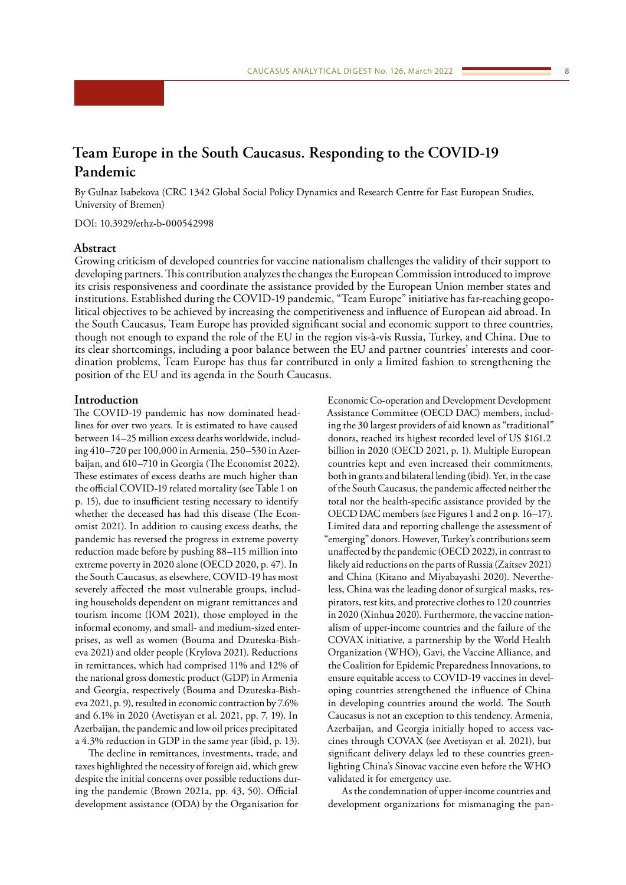# Team Europe in the South Caucasus. Responding to the COVID-19 Pandemic

By Gulnaz Isabekova (CRC 1342 Global Social Policy Dynamics and Research Centre for East European Studies, University of Bremen)

DOI: 10.3929/ethz-b-000542998

## Abstract

Growing criticism of developed countries for vaccine nationalism challenges the validity of their support to developing partners. This contribution analyzes the changes the European Commission introduced to improve its crisis responsiveness and coordinate the assistance provided by the European Union member states and institutions. Established during the COVID-19 pandemic, "Team Europe" initiative has far-reaching geopolitical objectives to be achieved by increasing the competitiveness and influence of European aid abroad. In the South Caucasus, Team Europe has provided significant social and economic support to three countries, though not enough to expand the role of the EU in the region vis-à-vis Russia, Turkey, and China. Due to its clear shortcomings, including a poor balance between the EU and partner countries' interests and coordination problems, Team Europe has thus far contributed in only a limited fashion to strengthening the position of the EU and its agenda in the South Caucasus.

## Introduction

The COVID-19 pandemic has now dominated headlines for over two years. It is estimated to have caused between 14–25 million excess deaths worldwide, including 410–720 per 100,000 in Armenia, 250–530 in Azerbaijan, and 610–710 in Georgia (The Economist 2022). These estimates of excess deaths are much higher than the official COVID-19 related mortality (see Table 1 on p. 15), due to insufficient testing necessary to identify whether the deceased has had this disease (The Economist 2021). In addition to causing excess deaths, the pandemic has reversed the progress in extreme poverty reduction made before by pushing 88–115 million into extreme poverty in 2020 alone (OECD 2020, p. 47). In the South Caucasus, as elsewhere, COVID-19 has most severely affected the most vulnerable groups, including households dependent on migrant remittances and tourism income (IOM 2021), those employed in the informal economy, and small- and medium-sized enterprises, as well as women (Bouma and Dzuteska-Bisheva 2021) and older people (Krylova 2021). Reductions in remittances, which had comprised 11% and 12% of the national gross domestic product (GDP) in Armenia and Georgia, respectively (Bouma and Dzuteska-Bisheva 2021, p. 9), resulted in economic contraction by 7.6% and 6.1% in 2020 (Avetisyan et al. 2021, pp. 7, 19). In Azerbaijan, the pandemic and low oil prices precipitated a 4.3% reduction in GDP in the same year (ibid, p. 13).

The decline in remittances, investments, trade, and taxes highlighted the necessity of foreign aid, which grew despite the initial concerns over possible reductions during the pandemic (Brown 2021a, pp. 43, 50). Official development assistance (ODA) by the Organisation for Economic Co-operation and Development Development Assistance Committee (OECD DAC) members, including the 30 largest providers of aid known as "traditional" donors, reached its highest recorded level of US $161.2 billion in 2020 (OECD 2021, p. 1). Multiple European countries kept and even increased their commitments, both in grants and bilateral lending (ibid). Yet, in the case of the South Caucasus, the pandemic affected neither the total nor the health-specific assistance provided by the OECD DAC members (see Figures 1 and 2 on p. 16–17). Limited data and reporting challenge the assessment of "emerging" donors. However, Turkey's contributions seem unaffected by the pandemic (OECD 2022), in contrast to likely aid reductions on the parts of Russia (Zaitsev 2021) and China (Kitano and Miyabayashi 2020). Nevertheless, China was the leading donor of surgical masks, respirators, test kits, and protective clothes to 120 countries in 2020 (Xinhua 2020). Furthermore, the vaccine nationalism of upper-income countries and the failure of the COVAX initiative, a partnership by the World Health Organization (WHO), Gavi, the Vaccine Alliance, and the Coalition for Epidemic Preparedness Innovations, to ensure equitable access to COVID-19 vaccines in developing countries strengthened the influence of China in developing countries around the world. The South Caucasus is not an exception to this tendency. Armenia, Azerbaijan, and Georgia initially hoped to access vaccines through COVAX (see Avetisyan et al. 2021), but significant delivery delays led to these countries greenlighting China's Sinovac vaccine even before the WHO validated it for emergency use.

As the condemnation of upper-income countries and development organizations for mismanaging the pan-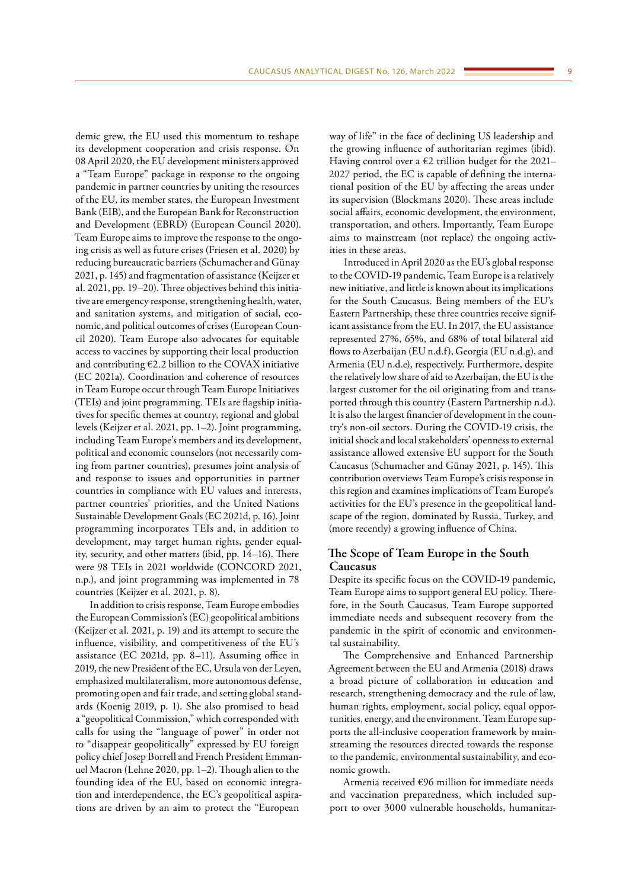demic grew, the EU used this momentum to reshape its development cooperation and crisis response. On 08 April 2020, the EU development ministers approved a "Team Europe" package in response to the ongoing pandemic in partner countries by uniting the resources of the EU, its member states, the European Investment Bank (EIB), and the European Bank for Reconstruction and Development (EBRD) (European Council 2020). Team Europe aims to improve the response to the ongoing crisis as well as future crises (Friesen et al. 2020) by reducing bureaucratic barriers (Schumacher and Günay 2021, p. 145) and fragmentation of assistance (Keijzer et al. 2021, pp. 19–20). Three objectives behind this initiative are emergency response, strengthening health, water, and sanitation systems, and mitigation of social, economic, and political outcomes of crises (European Council 2020). Team Europe also advocates for equitable access to vaccines by supporting their local production and contributing €2.2 billion to the COVAX initiative (EC 2021a). Coordination and coherence of resources in Team Europe occur through Team Europe Initiatives (TEIs) and joint programming. TEIs are flagship initiatives for specific themes at country, regional and global levels (Keijzer et al. 2021, pp. 1–2). Joint programming, including Team Europe's members and its development, political and economic counselors (not necessarily coming from partner countries), presumes joint analysis of and response to issues and opportunities in partner countries in compliance with EU values and interests, partner countries' priorities, and the United Nations Sustainable Development Goals (EC 2021d, p. 16). Joint programming incorporates TEIs and, in addition to development, may target human rights, gender equality, security, and other matters (ibid, pp. 14–16). There were 98 TEIs in 2021 worldwide (CONCORD 2021, n.p.), and joint programming was implemented in 78 countries (Keijzer et al. 2021, p. 8).

In addition to crisis response, Team Europe embodies the European Commission's (EC) geopolitical ambitions (Keijzer et al. 2021, p. 19) and its attempt to secure the influence, visibility, and competitiveness of the EU's assistance (EC 2021d, pp. 8–11). Assuming office in 2019, the new President of the EC, Ursula von der Leyen, emphasized multilateralism, more autonomous defense, promoting open and fair trade, and setting global standards (Koenig 2019, p. 1). She also promised to head a "geopolitical Commission," which corresponded with calls for using the "language of power" in order not to "disappear geopolitically" expressed by EU foreign policy chief Josep Borrell and French President Emmanuel Macron (Lehne 2020, pp. 1–2). Though alien to the founding idea of the EU, based on economic integration and interdependence, the EC's geopolitical aspirations are driven by an aim to protect the "European way of life" in the face of declining US leadership and the growing influence of authoritarian regimes (ibid). Having control over a €2 trillion budget for the 2021–2027 period, the EC is capable of defining the international position of the EU by affecting the areas under its supervision (Blockmans 2020). These areas include social affairs, economic development, the environment, transportation, and others. Importantly, Team Europe aims to mainstream (not replace) the ongoing activities in these areas.

Introduced in April 2020 as the EU's global response to the COVID-19 pandemic, Team Europe is a relatively new initiative, and little is known about its implications for the South Caucasus. Being members of the EU's Eastern Partnership, these three countries receive significant assistance from the EU. In 2017, the EU assistance represented 27%, 65%, and 68% of total bilateral aid flows to Azerbaijan (EU n.d.f), Georgia (EU n.d.g), and Armenia (EU n.d.e), respectively. Furthermore, despite the relatively low share of aid to Azerbaijan, the EU is the largest customer for the oil originating from and transported through this country (Eastern Partnership n.d.). It is also the largest financier of development in the country's non-oil sectors. During the COVID-19 crisis, the initial shock and local stakeholders' openness to external assistance allowed extensive EU support for the South Caucasus (Schumacher and Günay 2021, p. 145). This contribution overviews Team Europe's crisis response in this region and examines implications of Team Europe's activities for the EU's presence in the geopolitical landscape of the region, dominated by Russia, Turkey, and (more recently) a growing influence of China.

## The Scope of Team Europe in the South Caucasus

Despite its specific focus on the COVID-19 pandemic, Team Europe aims to support general EU policy. Therefore, in the South Caucasus, Team Europe supported immediate needs and subsequent recovery from the pandemic in the spirit of economic and environmental sustainability.

The Comprehensive and Enhanced Partnership Agreement between the EU and Armenia (2018) draws a broad picture of collaboration in education and research, strengthening democracy and the rule of law, human rights, employment, social policy, equal opportunities, energy, and the environment. Team Europe supports the all-inclusive cooperation framework by mainstreaming the resources directed towards the response to the pandemic, environmental sustainability, and economic growth.

Armenia received €96 million for immediate needs and vaccination preparedness, which included support to over 3000 vulnerable households, humanitar-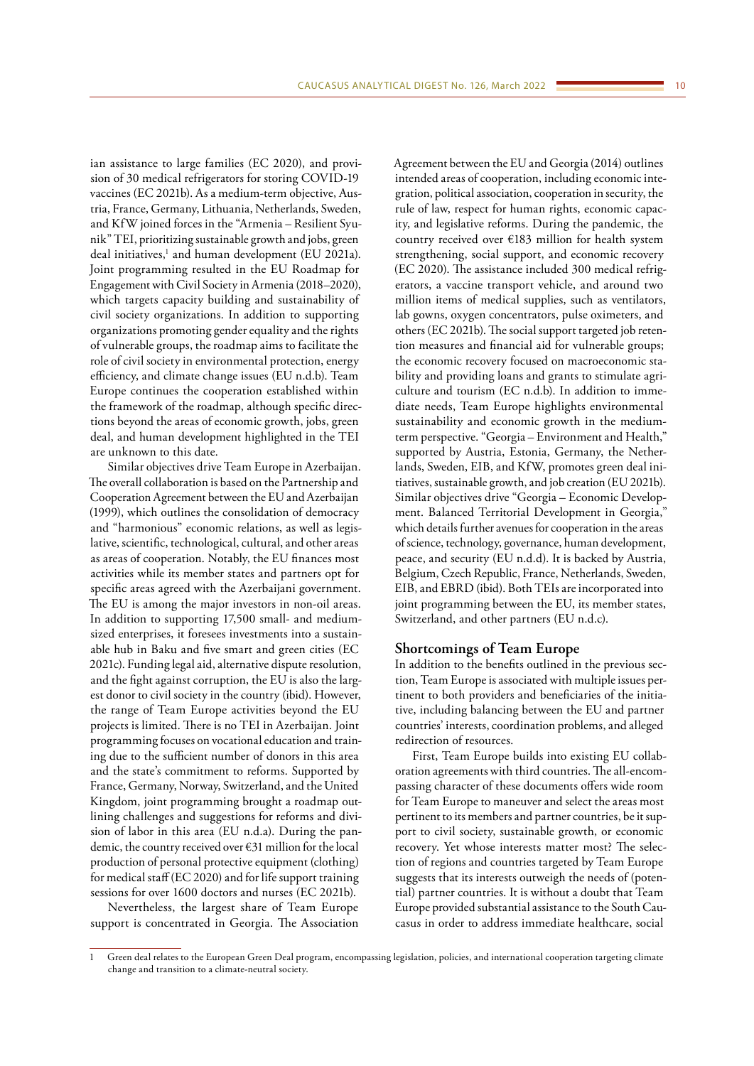ian assistance to large families (EC 2020), and provision of 30 medical refrigerators for storing COVID-19 vaccines (EC 2021b). As a medium-term objective, Austria, France, Germany, Lithuania, Netherlands, Sweden, and KfW joined forces in the "Armenia – Resilient Syunik" TEI, prioritizing sustainable growth and jobs, green deal initiatives,[1] and human development (EU 2021a). Joint programming resulted in the EU Roadmap for Engagement with Civil Society in Armenia (2018–2020), which targets capacity building and sustainability of civil society organizations. In addition to supporting organizations promoting gender equality and the rights of vulnerable groups, the roadmap aims to facilitate the role of civil society in environmental protection, energy efficiency, and climate change issues (EU n.d.b). Team Europe continues the cooperation established within the framework of the roadmap, although specific directions beyond the areas of economic growth, jobs, green deal, and human development highlighted in the TEI are unknown to this date.

Similar objectives drive Team Europe in Azerbaijan. The overall collaboration is based on the Partnership and Cooperation Agreement between the EU and Azerbaijan (1999), which outlines the consolidation of democracy and "harmonious" economic relations, as well as legislative, scientific, technological, cultural, and other areas as areas of cooperation. Notably, the EU finances most activities while its member states and partners opt for specific areas agreed with the Azerbaijani government. The EU is among the major investors in non-oil areas. In addition to supporting 17,500 small- and medium-sized enterprises, it foresees investments into a sustainable hub in Baku and five smart and green cities (EC 2021c). Funding legal aid, alternative dispute resolution, and the fight against corruption, the EU is also the largest donor to civil society in the country (ibid). However, the range of Team Europe activities beyond the EU projects is limited. There is no TEI in Azerbaijan. Joint programming focuses on vocational education and training due to the sufficient number of donors in this area and the state's commitment to reforms. Supported by France, Germany, Norway, Switzerland, and the United Kingdom, joint programming brought a roadmap outlining challenges and suggestions for reforms and division of labor in this area (EU n.d.a). During the pandemic, the country received over €31 million for the local production of personal protective equipment (clothing) for medical staff (EC 2020) and for life support training sessions for over 1600 doctors and nurses (EC 2021b).

Nevertheless, the largest share of Team Europe support is concentrated in Georgia. The Association Agreement between the EU and Georgia (2014) outlines intended areas of cooperation, including economic integration, political association, cooperation in security, the rule of law, respect for human rights, economic capacity, and legislative reforms. During the pandemic, the country received over €183 million for health system strengthening, social support, and economic recovery (EC 2020). The assistance included 300 medical refrigerators, a vaccine transport vehicle, and around two million items of medical supplies, such as ventilators, lab gowns, oxygen concentrators, pulse oximeters, and others (EC 2021b). The social support targeted job retention measures and financial aid for vulnerable groups; the economic recovery focused on macroeconomic stability and providing loans and grants to stimulate agriculture and tourism (EC n.d.b). In addition to immediate needs, Team Europe highlights environmental sustainability and economic growth in the medium-term perspective. "Georgia – Environment and Health," supported by Austria, Estonia, Germany, the Netherlands, Sweden, EIB, and KfW, promotes green deal initiatives, sustainable growth, and job creation (EU 2021b). Similar objectives drive "Georgia – Economic Development. Balanced Territorial Development in Georgia," which details further avenues for cooperation in the areas of science, technology, governance, human development, peace, and security (EU n.d.d). It is backed by Austria, Belgium, Czech Republic, France, Netherlands, Sweden, EIB, and EBRD (ibid). Both TEIs are incorporated into joint programming between the EU, its member states, Switzerland, and other partners (EU n.d.c).

## Shortcomings of Team Europe

In addition to the benefits outlined in the previous section, Team Europe is associated with multiple issues pertinent to both providers and beneficiaries of the initiative, including balancing between the EU and partner countries' interests, coordination problems, and alleged redirection of resources.

First, Team Europe builds into existing EU collaboration agreements with third countries. The all-encompassing character of these documents offers wide room for Team Europe to maneuver and select the areas most pertinent to its members and partner countries, be it support to civil society, sustainable growth, or economic recovery. Yet whose interests matter most? The selection of regions and countries targeted by Team Europe suggests that its interests outweigh the needs of (potential) partner countries. It is without a doubt that Team Europe provided substantial assistance to the South Caucasus in order to address immediate healthcare, social

---

1 Green deal relates to the European Green Deal program, encompassing legislation, policies, and international cooperation targeting climate change and transition to a climate-neutral society.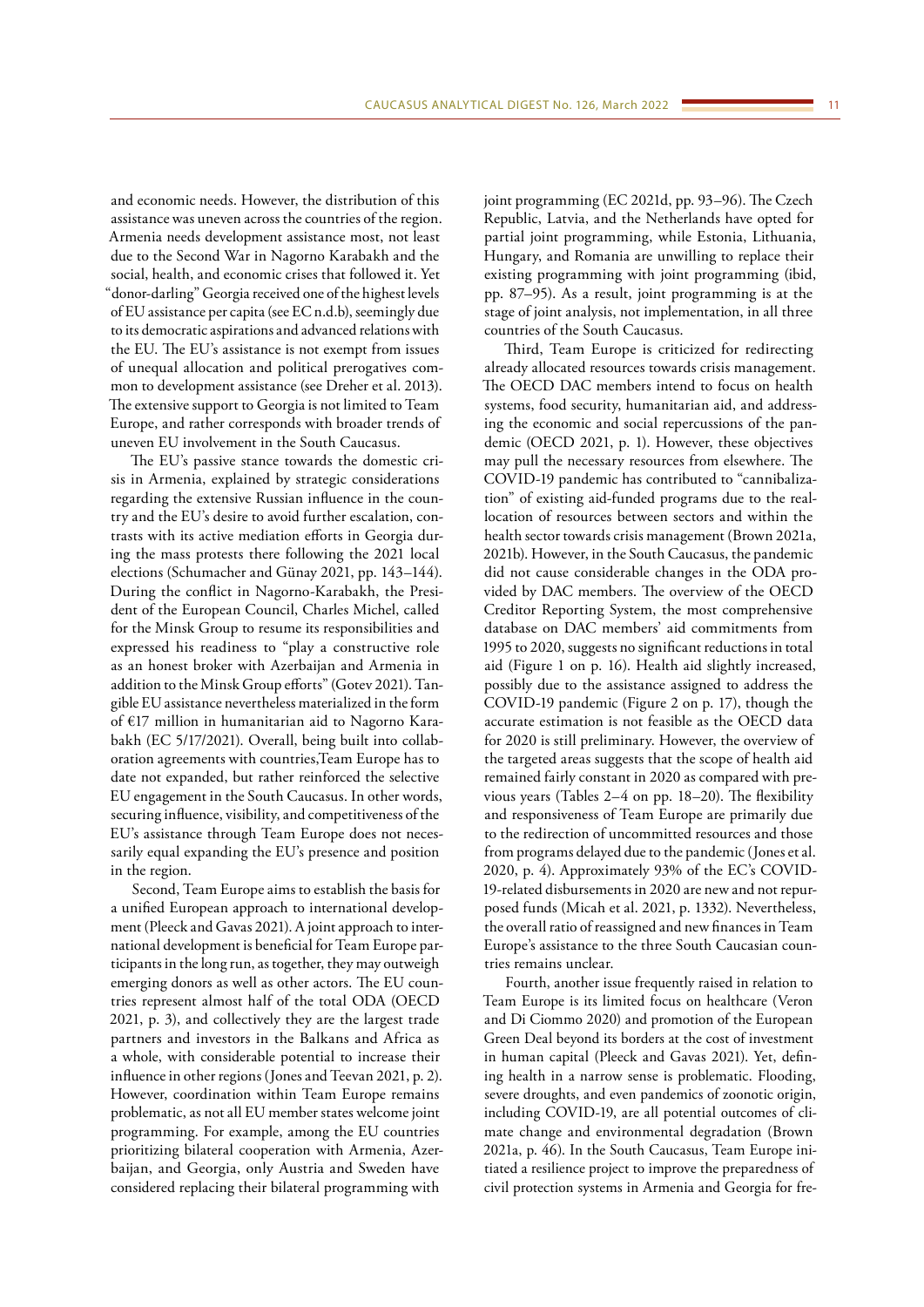and economic needs. However, the distribution of this assistance was uneven across the countries of the region. Armenia needs development assistance most, not least due to the Second War in Nagorno Karabakh and the social, health, and economic crises that followed it. Yet "donor-darling" Georgia received one of the highest levels of EU assistance per capita (see EC n.d.b), seemingly due to its democratic aspirations and advanced relations with the EU. The EU's assistance is not exempt from issues of unequal allocation and political prerogatives common to development assistance (see Dreher et al. 2013). The extensive support to Georgia is not limited to Team Europe, and rather corresponds with broader trends of uneven EU involvement in the South Caucasus.

The EU's passive stance towards the domestic crisis in Armenia, explained by strategic considerations regarding the extensive Russian influence in the country and the EU's desire to avoid further escalation, contrasts with its active mediation efforts in Georgia during the mass protests there following the 2021 local elections (Schumacher and Günay 2021, pp. 143–144). During the conflict in Nagorno-Karabakh, the President of the European Council, Charles Michel, called for the Minsk Group to resume its responsibilities and expressed his readiness to "play a constructive role as an honest broker with Azerbaijan and Armenia in addition to the Minsk Group efforts" (Gotev 2021). Tangible EU assistance nevertheless materialized in the form of €17 million in humanitarian aid to Nagorno Karabakh (EC 5/17/2021). Overall, being built into collaboration agreements with countries,Team Europe has to date not expanded, but rather reinforced the selective EU engagement in the South Caucasus. In other words, securing influence, visibility, and competitiveness of the EU's assistance through Team Europe does not necessarily equal expanding the EU's presence and position in the region.

Second, Team Europe aims to establish the basis for a unified European approach to international development (Pleeck and Gavas 2021). A joint approach to international development is beneficial for Team Europe participants in the long run, as together, they may outweigh emerging donors as well as other actors. The EU countries represent almost half of the total ODA (OECD 2021, p. 3), and collectively they are the largest trade partners and investors in the Balkans and Africa as a whole, with considerable potential to increase their influence in other regions (Jones and Teevan 2021, p. 2). However, coordination within Team Europe remains problematic, as not all EU member states welcome joint programming. For example, among the EU countries prioritizing bilateral cooperation with Armenia, Azerbaijan, and Georgia, only Austria and Sweden have considered replacing their bilateral programming with joint programming (EC 2021d, pp. 93–96). The Czech Republic, Latvia, and the Netherlands have opted for partial joint programming, while Estonia, Lithuania, Hungary, and Romania are unwilling to replace their existing programming with joint programming (ibid, pp. 87–95). As a result, joint programming is at the stage of joint analysis, not implementation, in all three countries of the South Caucasus.

Third, Team Europe is criticized for redirecting already allocated resources towards crisis management. The OECD DAC members intend to focus on health systems, food security, humanitarian aid, and addressing the economic and social repercussions of the pandemic (OECD 2021, p. 1). However, these objectives may pull the necessary resources from elsewhere. The COVID-19 pandemic has contributed to "cannibalization" of existing aid-funded programs due to the reallocation of resources between sectors and within the health sector towards crisis management (Brown 2021a, 2021b). However, in the South Caucasus, the pandemic did not cause considerable changes in the ODA provided by DAC members. The overview of the OECD Creditor Reporting System, the most comprehensive database on DAC members' aid commitments from 1995 to 2020, suggests no significant reductions in total aid (Figure 1 on p. 16). Health aid slightly increased, possibly due to the assistance assigned to address the COVID-19 pandemic (Figure 2 on p. 17), though the accurate estimation is not feasible as the OECD data for 2020 is still preliminary. However, the overview of the targeted areas suggests that the scope of health aid remained fairly constant in 2020 as compared with previous years (Tables 2–4 on pp. 18–20). The flexibility and responsiveness of Team Europe are primarily due to the redirection of uncommitted resources and those from programs delayed due to the pandemic (Jones et al. 2020, p. 4). Approximately 93% of the EC's COVID-19-related disbursements in 2020 are new and not repurposed funds (Micah et al. 2021, p. 1332). Nevertheless, the overall ratio of reassigned and new finances in Team Europe's assistance to the three South Caucasian countries remains unclear.

Fourth, another issue frequently raised in relation to Team Europe is its limited focus on healthcare (Veron and Di Ciommo 2020) and promotion of the European Green Deal beyond its borders at the cost of investment in human capital (Pleeck and Gavas 2021). Yet, defining health in a narrow sense is problematic. Flooding, severe droughts, and even pandemics of zoonotic origin, including COVID-19, are all potential outcomes of climate change and environmental degradation (Brown 2021a, p. 46). In the South Caucasus, Team Europe initiated a resilience project to improve the preparedness of civil protection systems in Armenia and Georgia for fre-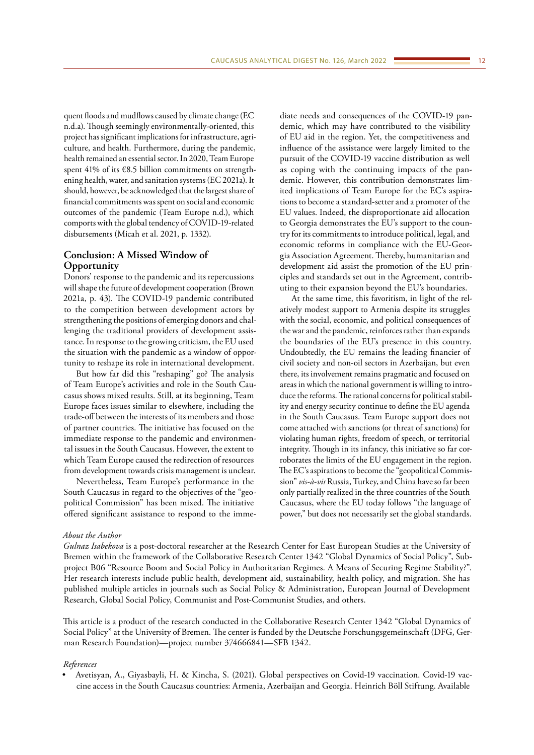quent floods and mudflows caused by climate change (EC n.d.a). Though seemingly environmentally-oriented, this project has significant implications for infrastructure, agriculture, and health. Furthermore, during the pandemic, health remained an essential sector. In 2020, Team Europe spent 41% of its €8.5 billion commitments on strengthening health, water, and sanitation systems (EC 2021a). It should, however, be acknowledged that the largest share of financial commitments was spent on social and economic outcomes of the pandemic (Team Europe n.d.), which comports with the global tendency of COVID-19-related disbursements (Micah et al. 2021, p. 1332).

## Conclusion: A Missed Window of Opportunity

Donors' response to the pandemic and its repercussions will shape the future of development cooperation (Brown 2021a, p. 43). The COVID-19 pandemic contributed to the competition between development actors by strengthening the positions of emerging donors and challenging the traditional providers of development assistance. In response to the growing criticism, the EU used the situation with the pandemic as a window of opportunity to reshape its role in international development.

But how far did this "reshaping" go? The analysis of Team Europe's activities and role in the South Caucasus shows mixed results. Still, at its beginning, Team Europe faces issues similar to elsewhere, including the trade-off between the interests of its members and those of partner countries. The initiative has focused on the immediate response to the pandemic and environmental issues in the South Caucasus. However, the extent to which Team Europe caused the redirection of resources from development towards crisis management is unclear.

Nevertheless, Team Europe's performance in the South Caucasus in regard to the objectives of the "geopolitical Commission" has been mixed. The initiative offered significant assistance to respond to the immediate needs and consequences of the COVID-19 pandemic, which may have contributed to the visibility of EU aid in the region. Yet, the competitiveness and influence of the assistance were largely limited to the pursuit of the COVID-19 vaccine distribution as well as coping with the continuing impacts of the pandemic. However, this contribution demonstrates limited implications of Team Europe for the EC's aspirations to become a standard-setter and a promoter of the EU values. Indeed, the disproportionate aid allocation to Georgia demonstrates the EU's support to the country for its commitments to introduce political, legal, and economic reforms in compliance with the EU-Georgia Association Agreement. Thereby, humanitarian and development aid assist the promotion of the EU principles and standards set out in the Agreement, contributing to their expansion beyond the EU's boundaries.

At the same time, this favoritism, in light of the relatively modest support to Armenia despite its struggles with the social, economic, and political consequences of the war and the pandemic, reinforces rather than expands the boundaries of the EU's presence in this country. Undoubtedly, the EU remains the leading financier of civil society and non-oil sectors in Azerbaijan, but even there, its involvement remains pragmatic and focused on areas in which the national government is willing to introduce the reforms. The rational concerns for political stability and energy security continue to define the EU agenda in the South Caucasus. Team Europe support does not come attached with sanctions (or threat of sanctions) for violating human rights, freedom of speech, or territorial integrity. Though in its infancy, this initiative so far corroborates the limits of the EU engagement in the region. The EC's aspirations to become the "geopolitical Commission" *vis-à-vis* Russia, Turkey, and China have so far been only partially realized in the three countries of the South Caucasus, where the EU today follows "the language of power," but does not necessarily set the global standards.

*About the Author*

*Gulnaz Isabekova* is a post-doctoral researcher at the Research Center for East European Studies at the University of Bremen within the framework of the Collaborative Research Center 1342 "Global Dynamics of Social Policy", Subproject B06 "Resource Boom and Social Policy in Authoritarian Regimes. A Means of Securing Regime Stability?". Her research interests include public health, development aid, sustainability, health policy, and migration. She has published multiple articles in journals such as Social Policy & Administration, European Journal of Development Research, Global Social Policy, Communist and Post-Communist Studies, and others.

This article is a product of the research conducted in the Collaborative Research Center 1342 "Global Dynamics of Social Policy" at the University of Bremen. The center is funded by the Deutsche Forschungsgemeinschaft (DFG, German Research Foundation)—project number 374666841—SFB 1342.

*References*

- Avetisyan, A., Giyasbayli, H. & Kincha, S. (2021). Global perspectives on Covid-19 vaccination. Covid-19 vaccine access in the South Caucasus countries: Armenia, Azerbaijan and Georgia. Heinrich Böll Stiftung. Available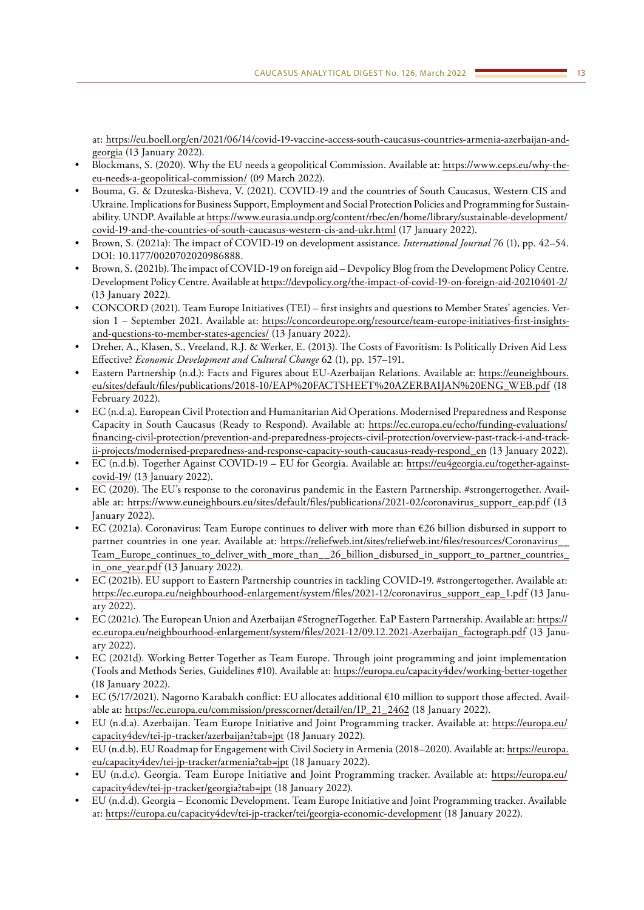at: https://eu.boell.org/en/2021/06/14/covid-19-vaccine-access-south-caucasus-countries-armenia-azerbaijan-and-georgia (13 January 2022).

- Blockmans, S. (2020). Why the EU needs a geopolitical Commission. Available at: https://www.ceps.eu/why-the-eu-needs-a-geopolitical-commission/ (09 March 2022).
- Bouma, G. & Dzuteska-Bisheva, V. (2021). COVID-19 and the countries of South Caucasus, Western CIS and Ukraine. Implications for Business Support, Employment and Social Protection Policies and Programming for Sustainability. UNDP. Available at https://www.eurasia.undp.org/content/rbec/en/home/library/sustainable-development/covid-19-and-the-countries-of-south-caucasus-western-cis-and-ukr.html (17 January 2022).
- Brown, S. (2021a): The impact of COVID-19 on development assistance. *International Journal* 76 (1), pp. 42–54. DOI: 10.1177/0020702020986888.
- Brown, S. (2021b). The impact of COVID-19 on foreign aid – Devpolicy Blog from the Development Policy Centre. Development Policy Centre. Available at https://devpolicy.org/the-impact-of-covid-19-on-foreign-aid-20210401-2/ (13 January 2022).
- CONCORD (2021). Team Europe Initiatives (TEI) – first insights and questions to Member States' agencies. Version 1 – September 2021. Available at: https://concordeurope.org/resource/team-europe-initiatives-first-insights-and-questions-to-member-states-agencies/ (13 January 2022).
- Dreher, A., Klasen, S., Vreeland, R.J. & Werker, E. (2013). The Costs of Favoritism: Is Politically Driven Aid Less Effective? *Economic Development and Cultural Change* 62 (1), pp. 157–191.
- Eastern Partnership (n.d.): Facts and Figures about EU-Azerbaijan Relations. Available at: https://euneighbours.eu/sites/default/files/publications/2018-10/EAP%20FACTSHEET%20AZERBAIJAN%20ENG_WEB.pdf (18 February 2022).
- EC (n.d.a). European Civil Protection and Humanitarian Aid Operations. Modernised Preparedness and Response Capacity in South Caucasus (Ready to Respond). Available at: https://ec.europa.eu/echo/funding-evaluations/financing-civil-protection/prevention-and-preparedness-projects-civil-protection/overview-past-track-i-and-track-ii-projects/modernised-preparedness-and-response-capacity-south-caucasus-ready-respond_en (13 January 2022).
- EC (n.d.b). Together Against COVID-19 – EU for Georgia. Available at: https://eu4georgia.eu/together-against-covid-19/ (13 January 2022).
- EC (2020). The EU's response to the coronavirus pandemic in the Eastern Partnership. #strongertogether. Available at: https://www.euneighbours.eu/sites/default/files/publications/2021-02/coronavirus_support_eap.pdf (13 January 2022).
- EC (2021a). Coronavirus: Team Europe continues to deliver with more than €26 billion disbursed in support to partner countries in one year. Available at: https://reliefweb.int/sites/reliefweb.int/files/resources/Coronavirus__Team_Europe_continues_to_deliver_with_more_than__26_billion_disbursed_in_support_to_partner_countries_in_one_year.pdf (13 January 2022).
- EC (2021b). EU support to Eastern Partnership countries in tackling COVID-19. #strongertogether. Available at: https://ec.europa.eu/neighbourhood-enlargement/system/files/2021-12/coronavirus_support_eap_1.pdf (13 January 2022).
- EC (2021c). The European Union and Azerbaijan #StrognerTogether. EaP Eastern Partnership. Available at: https://ec.europa.eu/neighbourhood-enlargement/system/files/2021-12/09.12.2021-Azerbaijan_factograph.pdf (13 January 2022).
- EC (2021d). Working Better Together as Team Europe. Through joint programming and joint implementation (Tools and Methods Series, Guidelines #10). Available at: https://europa.eu/capacity4dev/working-better-together (18 January 2022).
- EC (5/17/2021). Nagorno Karabakh conflict: EU allocates additional €10 million to support those affected. Available at: https://ec.europa.eu/commission/presscorner/detail/en/IP_21_2462 (18 January 2022).
- EU (n.d.a). Azerbaijan. Team Europe Initiative and Joint Programming tracker. Available at: https://europa.eu/capacity4dev/tei-jp-tracker/azerbaijan?tab=jpt (18 January 2022).
- EU (n.d.b). EU Roadmap for Engagement with Civil Society in Armenia (2018–2020). Available at: https://europa.eu/capacity4dev/tei-jp-tracker/armenia?tab=jpt (18 January 2022).
- EU (n.d.c). Georgia. Team Europe Initiative and Joint Programming tracker. Available at: https://europa.eu/capacity4dev/tei-jp-tracker/georgia?tab=jpt (18 January 2022).
- EU (n.d.d). Georgia – Economic Development. Team Europe Initiative and Joint Programming tracker. Available at: https://europa.eu/capacity4dev/tei-jp-tracker/tei/georgia-economic-development (18 January 2022).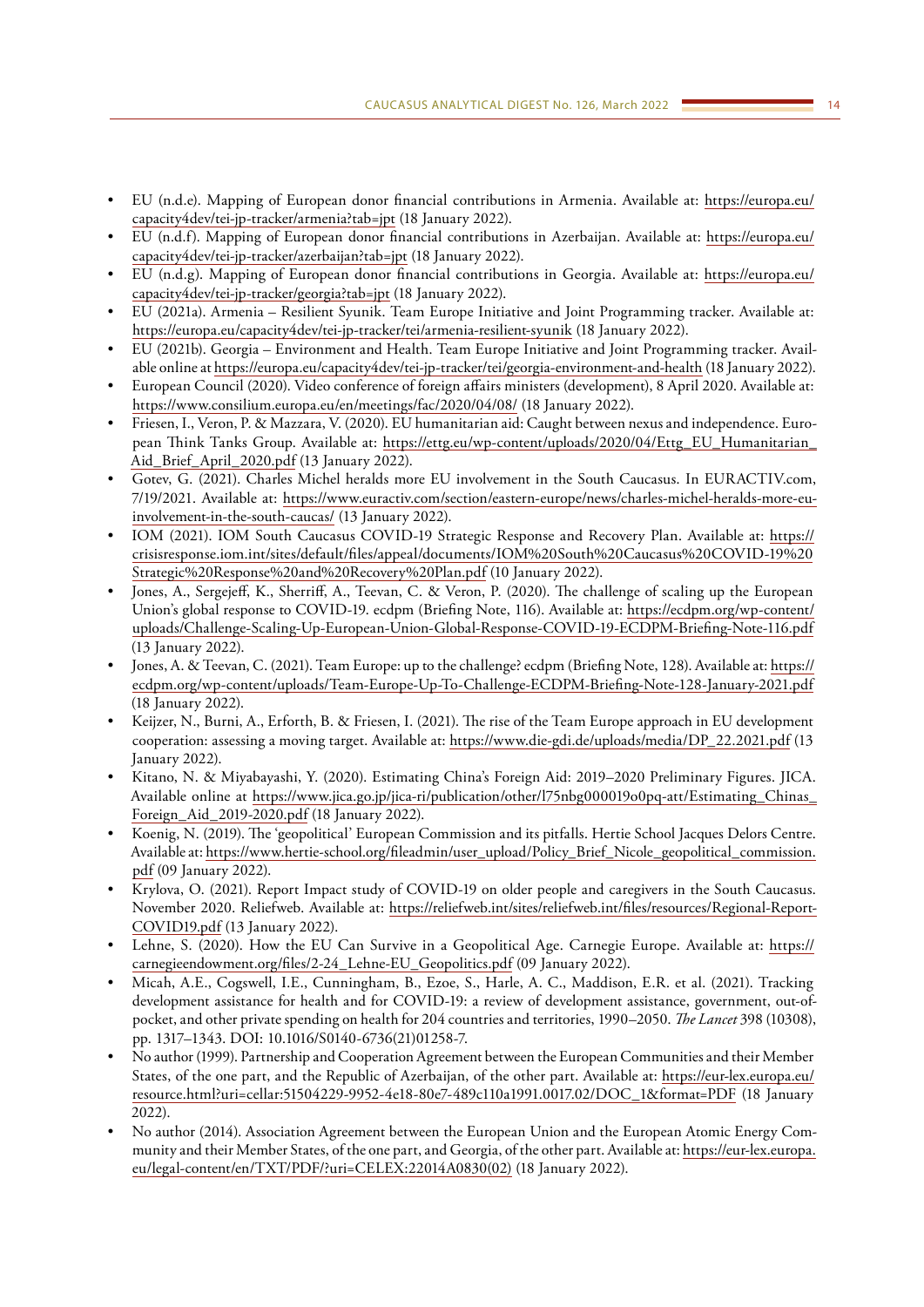- EU (n.d.e). Mapping of European donor financial contributions in Armenia. Available at: https://europa.eu/capacity4dev/tei-jp-tracker/armenia?tab=jpt (18 January 2022).
- EU (n.d.f). Mapping of European donor financial contributions in Azerbaijan. Available at: https://europa.eu/capacity4dev/tei-jp-tracker/azerbaijan?tab=jpt (18 January 2022).
- EU (n.d.g). Mapping of European donor financial contributions in Georgia. Available at: https://europa.eu/capacity4dev/tei-jp-tracker/georgia?tab=jpt (18 January 2022).
- EU (2021a). Armenia – Resilient Syunik. Team Europe Initiative and Joint Programming tracker. Available at: https://europa.eu/capacity4dev/tei-jp-tracker/tei/armenia-resilient-syunik (18 January 2022).
- EU (2021b). Georgia – Environment and Health. Team Europe Initiative and Joint Programming tracker. Available online at https://europa.eu/capacity4dev/tei-jp-tracker/tei/georgia-environment-and-health (18 January 2022).
- European Council (2020). Video conference of foreign affairs ministers (development), 8 April 2020. Available at: https://www.consilium.europa.eu/en/meetings/fac/2020/04/08/ (18 January 2022).
- Friesen, I., Veron, P. & Mazzara, V. (2020). EU humanitarian aid: Caught between nexus and independence. European Think Tanks Group. Available at: https://ettg.eu/wp-content/uploads/2020/04/Ettg_EU_Humanitarian_Aid_Brief_April_2020.pdf (13 January 2022).
- Gotev, G. (2021). Charles Michel heralds more EU involvement in the South Caucasus. In EURACTIV.com, 7/19/2021. Available at: https://www.euractiv.com/section/eastern-europe/news/charles-michel-heralds-more-eu-involvement-in-the-south-caucas/ (13 January 2022).
- IOM (2021). IOM South Caucasus COVID-19 Strategic Response and Recovery Plan. Available at: https://crisisresponse.iom.int/sites/default/files/appeal/documents/IOM%20South%20Caucasus%20COVID-19%20Strategic%20Response%20and%20Recovery%20Plan.pdf (10 January 2022).
- Jones, A., Sergejeff, K., Sherriff, A., Teevan, C. & Veron, P. (2020). The challenge of scaling up the European Union's global response to COVID-19. ecdpm (Briefing Note, 116). Available at: https://ecdpm.org/wp-content/uploads/Challenge-Scaling-Up-European-Union-Global-Response-COVID-19-ECDPM-Briefing-Note-116.pdf (13 January 2022).
- Jones, A. & Teevan, C. (2021). Team Europe: up to the challenge? ecdpm (Briefing Note, 128). Available at: https://ecdpm.org/wp-content/uploads/Team-Europe-Up-To-Challenge-ECDPM-Briefing-Note-128-January-2021.pdf (18 January 2022).
- Keijzer, N., Burni, A., Erforth, B. & Friesen, I. (2021). The rise of the Team Europe approach in EU development cooperation: assessing a moving target. Available at: https://www.die-gdi.de/uploads/media/DP_22.2021.pdf (13 January 2022).
- Kitano, N. & Miyabayashi, Y. (2020). Estimating China's Foreign Aid: 2019–2020 Preliminary Figures. JICA. Available online at https://www.jica.go.jp/jica-ri/publication/other/l75nbg000019o0pq-att/Estimating_Chinas_Foreign_Aid_2019-2020.pdf (18 January 2022).
- Koenig, N. (2019). The 'geopolitical' European Commission and its pitfalls. Hertie School Jacques Delors Centre. Available at: https://www.hertie-school.org/fileadmin/user_upload/Policy_Brief_Nicole_geopolitical_commission.pdf (09 January 2022).
- Krylova, O. (2021). Report Impact study of COVID-19 on older people and caregivers in the South Caucasus. November 2020. Reliefweb. Available at: https://reliefweb.int/sites/reliefweb.int/files/resources/Regional-Report-COVID19.pdf (13 January 2022).
- Lehne, S. (2020). How the EU Can Survive in a Geopolitical Age. Carnegie Europe. Available at: https://carnegieendowment.org/files/2-24_Lehne-EU_Geopolitics.pdf (09 January 2022).
- Micah, A.E., Cogswell, I.E., Cunningham, B., Ezoe, S., Harle, A. C., Maddison, E.R. et al. (2021). Tracking development assistance for health and for COVID-19: a review of development assistance, government, out-of-pocket, and other private spending on health for 204 countries and territories, 1990–2050. *The Lancet* 398 (10308), pp. 1317–1343. DOI: 10.1016/S0140-6736(21)01258-7.
- No author (1999). Partnership and Cooperation Agreement between the European Communities and their Member States, of the one part, and the Republic of Azerbaijan, of the other part. Available at: https://eur-lex.europa.eu/resource.html?uri=cellar:51504229-9952-4e18-80e7-489c110a1991.0017.02/DOC_1&format=PDF (18 January 2022).
- No author (2014). Association Agreement between the European Union and the European Atomic Energy Community and their Member States, of the one part, and Georgia, of the other part. Available at: https://eur-lex.europa.eu/legal-content/en/TXT/PDF/?uri=CELEX:22014A0830(02) (18 January 2022).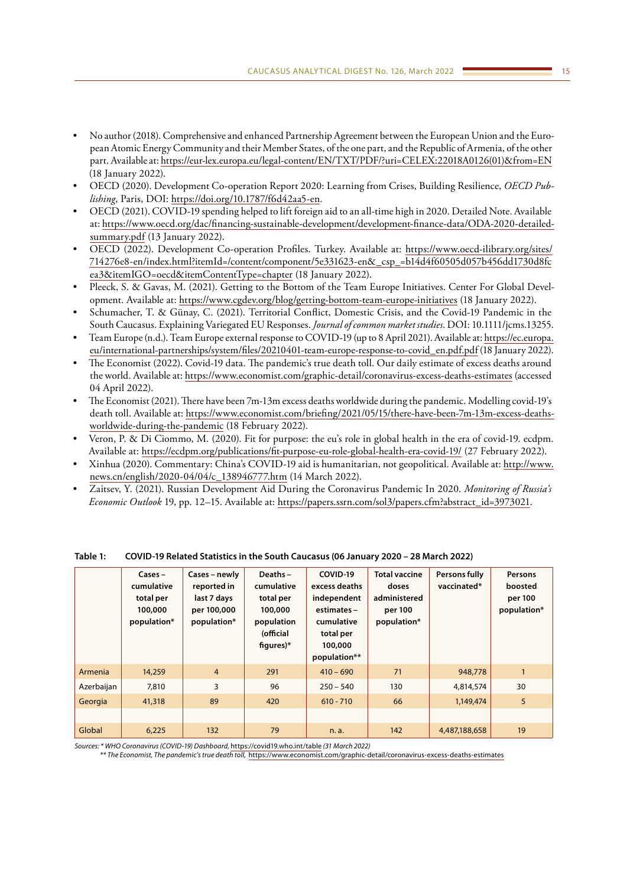- No author (2018). Comprehensive and enhanced Partnership Agreement between the European Union and the European Atomic Energy Community and their Member States, of the one part, and the Republic of Armenia, of the other part. Available at: https://eur-lex.europa.eu/legal-content/EN/TXT/PDF/?uri=CELEX:22018A0126(01)&from=EN (18 January 2022).
- OECD (2020). Development Co-operation Report 2020: Learning from Crises, Building Resilience, *OECD Publishing*, Paris, DOI: https://doi.org/10.1787/f6d42aa5-en.
- OECD (2021). COVID-19 spending helped to lift foreign aid to an all-time high in 2020. Detailed Note. Available at: https://www.oecd.org/dac/financing-sustainable-development/development-finance-data/ODA-2020-detailed-summary.pdf (13 January 2022).
- OECD (2022). Development Co-operation Profiles. Turkey. Available at: https://www.oecd-ilibrary.org/sites/714276e8-en/index.html?itemId=/content/component/5e331623-en&_csp_=b14d4f60505d057b456dd1730d8fcea3&itemIGO=oecd&itemContentType=chapter (18 January 2022).
- Pleeck, S. & Gavas, M. (2021). Getting to the Bottom of the Team Europe Initiatives. Center For Global Development. Available at: https://www.cgdev.org/blog/getting-bottom-team-europe-initiatives (18 January 2022).
- Schumacher, T. & Günay, C. (2021). Territorial Conflict, Domestic Crisis, and the Covid-19 Pandemic in the South Caucasus. Explaining Variegated EU Responses. *Journal of common market studies*. DOI: 10.1111/jcms.13255.
- Team Europe (n.d.). Team Europe external response to COVID-19 (up to 8 April 2021). Available at: https://ec.europa.eu/international-partnerships/system/files/20210401-team-europe-response-to-covid_en.pdf.pdf (18 January 2022).
- The Economist (2022). Covid-19 data. The pandemic's true death toll. Our daily estimate of excess deaths around the world. Available at: https://www.economist.com/graphic-detail/coronavirus-excess-deaths-estimates (accessed 04 April 2022).
- The Economist (2021). There have been 7m-13m excess deaths worldwide during the pandemic. Modelling covid-19's death toll. Available at: https://www.economist.com/briefing/2021/05/15/there-have-been-7m-13m-excess-deaths-worldwide-during-the-pandemic (18 February 2022).
- Veron, P. & Di Ciommo, M. (2020). Fit for purpose: the eu's role in global health in the era of covid-19. ecdpm. Available at: https://ecdpm.org/publications/fit-purpose-eu-role-global-health-era-covid-19/ (27 February 2022).
- Xinhua (2020). Commentary: China's COVID-19 aid is humanitarian, not geopolitical. Available at: http://www.news.cn/english/2020-04/04/c_138946777.htm (14 March 2022).
- Zaitsev, Y. (2021). Russian Development Aid During the Coronavirus Pandemic In 2020. *Monitoring of Russia's Economic Outlook* 19, pp. 12–15. Available at: https://papers.ssrn.com/sol3/papers.cfm?abstract_id=3973021.

**Table 1: COVID-19 Related Statistics in the South Caucasus (06 January 2020 – 28 March 2022)**

| | Cases – cumulative total per 100,000 population* | Cases – newly reported in last 7 days per 100,000 population* | Deaths – cumulative total per 100,000 population (official figures)* | COVID-19 excess deaths independent estimates – cumulative total per 100,000 population** | Total vaccine doses administered per 100 population* | Persons fully vaccinated* | Persons boosted per 100 population* |
|---|---|---|---|---|---|---|---|
| Armenia | 14,259 | 4 | 291 | 410 – 690 | 71 | 948,778 | 1 |
| Azerbaijan | 7,810 | 3 | 96 | 250 – 540 | 130 | 4,814,574 | 30 |
| Georgia | 41,318 | 89 | 420 | 610 - 710 | 66 | 1,149,474 | 5 |
| | | | | | | | |
| Global | 6,225 | 132 | 79 | n. a. | 142 | 4,487,188,658 | 19 |

*Sources: * WHO Coronavirus (COVID-19) Dashboard,* https://covid19.who.int/table *(31 March 2022)*
*** The Economist, The pandemic's true death toll,* https://www.economist.com/graphic-detail/coronavirus-excess-deaths-estimates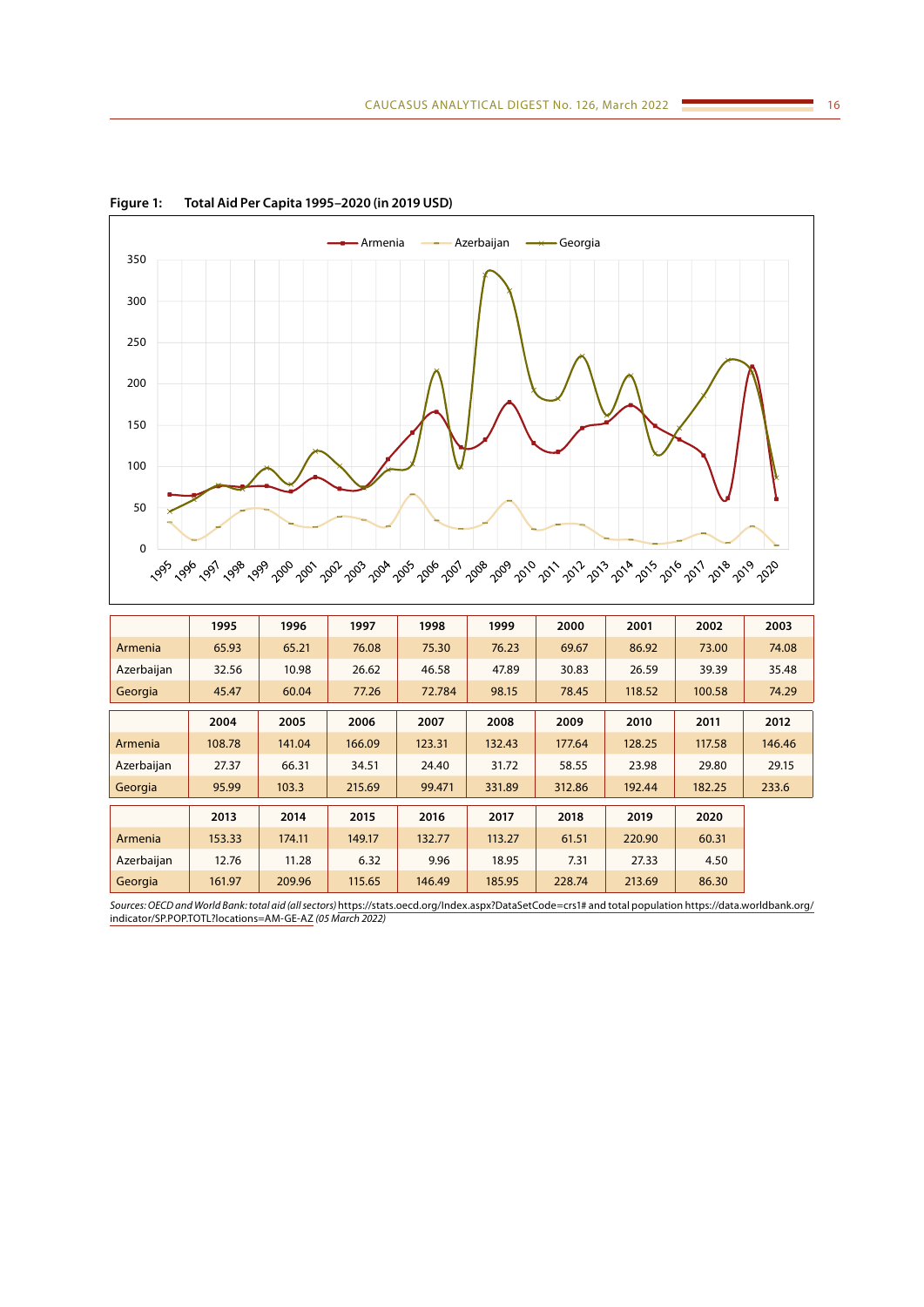**Figure 1: Total Aid Per Capita 1995–2020 (in 2019 USD)**

| | 1995 | 1996 | 1997 | 1998 | 1999 | 2000 | 2001 | 2002 | 2003 |
|---|---|---|---|---|---|---|---|---|---|
| Armenia | 65.93 | 65.21 | 76.08 | 75.30 | 76.23 | 69.67 | 86.92 | 73.00 | 74.08 |
| Azerbaijan | 32.56 | 10.98 | 26.62 | 46.58 | 47.89 | 30.83 | 26.59 | 39.39 | 35.48 |
| Georgia | 45.47 | 60.04 | 77.26 | 72.784 | 98.15 | 78.45 | 118.52 | 100.58 | 74.29 |

| | 2004 | 2005 | 2006 | 2007 | 2008 | 2009 | 2010 | 2011 | 2012 |
|---|---|---|---|---|---|---|---|---|---|
| Armenia | 108.78 | 141.04 | 166.09 | 123.31 | 132.43 | 177.64 | 128.25 | 117.58 | 146.46 |
| Azerbaijan | 27.37 | 66.31 | 34.51 | 24.40 | 31.72 | 58.55 | 23.98 | 29.80 | 29.15 |
| Georgia | 95.99 | 103.3 | 215.69 | 99.471 | 331.89 | 312.86 | 192.44 | 182.25 | 233.6 |

| | 2013 | 2014 | 2015 | 2016 | 2017 | 2018 | 2019 | 2020 |
|---|---|---|---|---|---|---|---|---|
| Armenia | 153.33 | 174.11 | 149.17 | 132.77 | 113.27 | 61.51 | 220.90 | 60.31 |
| Azerbaijan | 12.76 | 11.28 | 6.32 | 9.96 | 18.95 | 7.31 | 27.33 | 4.50 |
| Georgia | 161.97 | 209.96 | 115.65 | 146.49 | 185.95 | 228.74 | 213.69 | 86.30 |

*Sources: OECD and World Bank: total aid (all sectors)* https://stats.oecd.org/Index.aspx?DataSetCode=crs1# and total population https://data.worldbank.org/indicator/SP.POP.TOTL?locations=AM-GE-AZ *(05 March 2022)*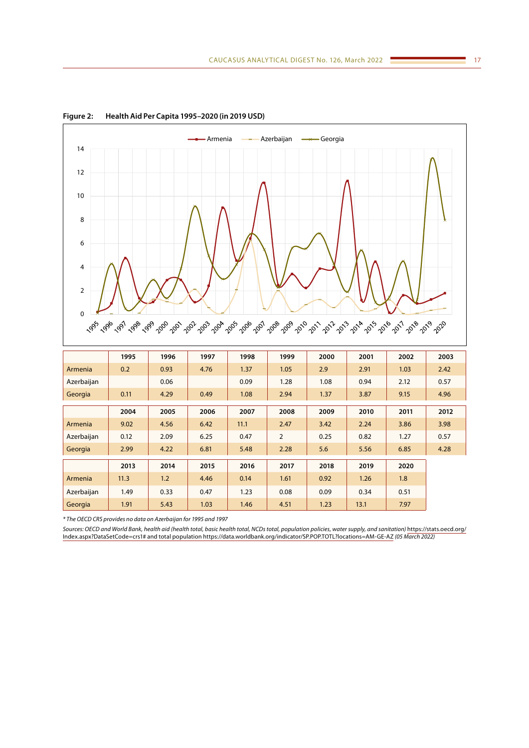**Figure 2: Health Aid Per Capita 1995–2020 (in 2019 USD)**

| | 1995 | 1996 | 1997 | 1998 | 1999 | 2000 | 2001 | 2002 | 2003 |
|---|---|---|---|---|---|---|---|---|---|
| Armenia | 0.2 | 0.93 | 4.76 | 1.37 | 1.05 | 2.9 | 2.91 | 1.03 | 2.42 |
| Azerbaijan | | 0.06 | | 0.09 | 1.28 | 1.08 | 0.94 | 2.12 | 0.57 |
| Georgia | 0.11 | 4.29 | 0.49 | 1.08 | 2.94 | 1.37 | 3.87 | 9.15 | 4.96 |

| | 2004 | 2005 | 2006 | 2007 | 2008 | 2009 | 2010 | 2011 | 2012 |
|---|---|---|---|---|---|---|---|---|---|
| Armenia | 9.02 | 4.56 | 6.42 | 11.1 | 2.47 | 3.42 | 2.24 | 3.86 | 3.98 |
| Azerbaijan | 0.12 | 2.09 | 6.25 | 0.47 | 2 | 0.25 | 0.82 | 1.27 | 0.57 |
| Georgia | 2.99 | 4.22 | 6.81 | 5.48 | 2.28 | 5.6 | 5.56 | 6.85 | 4.28 |

| | 2013 | 2014 | 2015 | 2016 | 2017 | 2018 | 2019 | 2020 |
|---|---|---|---|---|---|---|---|---|
| Armenia | 11.3 | 1.2 | 4.46 | 0.14 | 1.61 | 0.92 | 1.26 | 1.8 |
| Azerbaijan | 1.49 | 0.33 | 0.47 | 1.23 | 0.08 | 0.09 | 0.34 | 0.51 |
| Georgia | 1.91 | 5.43 | 1.03 | 1.46 | 4.51 | 1.23 | 13.1 | 7.97 |

*\* The OECD CRS provides no data on Azerbaijan for 1995 and 1997*

*Sources: OECD and World Bank, health aid (health total, basic health total, NCDs total, population policies, water supply, and sanitation)* https://stats.oecd.org/Index.aspx?DataSetCode=crs1# and total population https://data.worldbank.org/indicator/SP.POP.TOTL?locations=AM-GE-AZ *(05 March 2022)*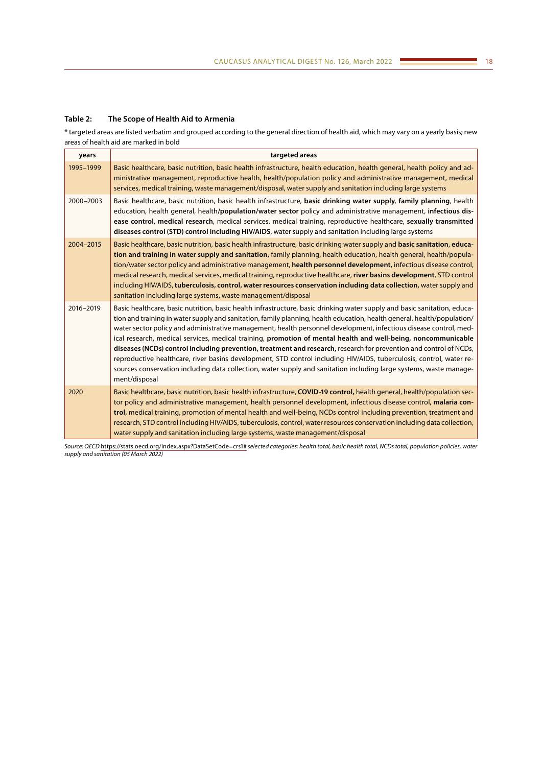**Table 2: The Scope of Health Aid to Armenia**

\* targeted areas are listed verbatim and grouped according to the general direction of health aid, which may vary on a yearly basis; new areas of health aid are marked in bold

| years | targeted areas |
|---|---|
| 1995–1999 | Basic healthcare, basic nutrition, basic health infrastructure, health education, health general, health policy and administrative management, reproductive health, health/population policy and administrative management, medical services, medical training, waste management/disposal, water supply and sanitation including large systems |
| 2000–2003 | Basic healthcare, basic nutrition, basic health infrastructure, **basic drinking water supply**, **family planning**, health education, health general, health/**population/water sector** policy and administrative management, **infectious disease control**, **medical research**, medical services, medical training, reproductive healthcare, **sexually transmitted diseases control (STD) control including HIV/AIDS**, water supply and sanitation including large systems |
| 2004–2015 | Basic healthcare, basic nutrition, basic health infrastructure, basic drinking water supply and **basic sanitation**, **education and training in water supply and sanitation,** family planning, health education, health general, health/population/water sector policy and administrative management, **health personnel development,** infectious disease control, medical research, medical services, medical training, reproductive healthcare, **river basins development**, STD control including HIV/AIDS, **tuberculosis, control, water resources conservation including data collection,** water supply and sanitation including large systems, waste management/disposal |
| 2016–2019 | Basic healthcare, basic nutrition, basic health infrastructure, basic drinking water supply and basic sanitation, education and training in water supply and sanitation, family planning, health education, health general, health/population/water sector policy and administrative management, health personnel development, infectious disease control, medical research, medical services, medical training, **promotion of mental health and well-being, noncommunicable diseases (NCDs) control including prevention, treatment and research,** research for prevention and control of NCDs, reproductive healthcare, river basins development, STD control including HIV/AIDS, tuberculosis, control, water resources conservation including data collection, water supply and sanitation including large systems, waste management/disposal |
| 2020 | Basic healthcare, basic nutrition, basic health infrastructure, **COVID-19 control,** health general, health/population sector policy and administrative management, health personnel development, infectious disease control, **malaria control,** medical training, promotion of mental health and well-being, NCDs control including prevention, treatment and research, STD control including HIV/AIDS, tuberculosis, control, water resources conservation including data collection, water supply and sanitation including large systems, waste management/disposal |

*Source: OECD* https://stats.oecd.org/Index.aspx?DataSetCode=crs1# *selected categories: health total, basic health total, NCDs total, population policies, water supply and sanitation (05 March 2022)*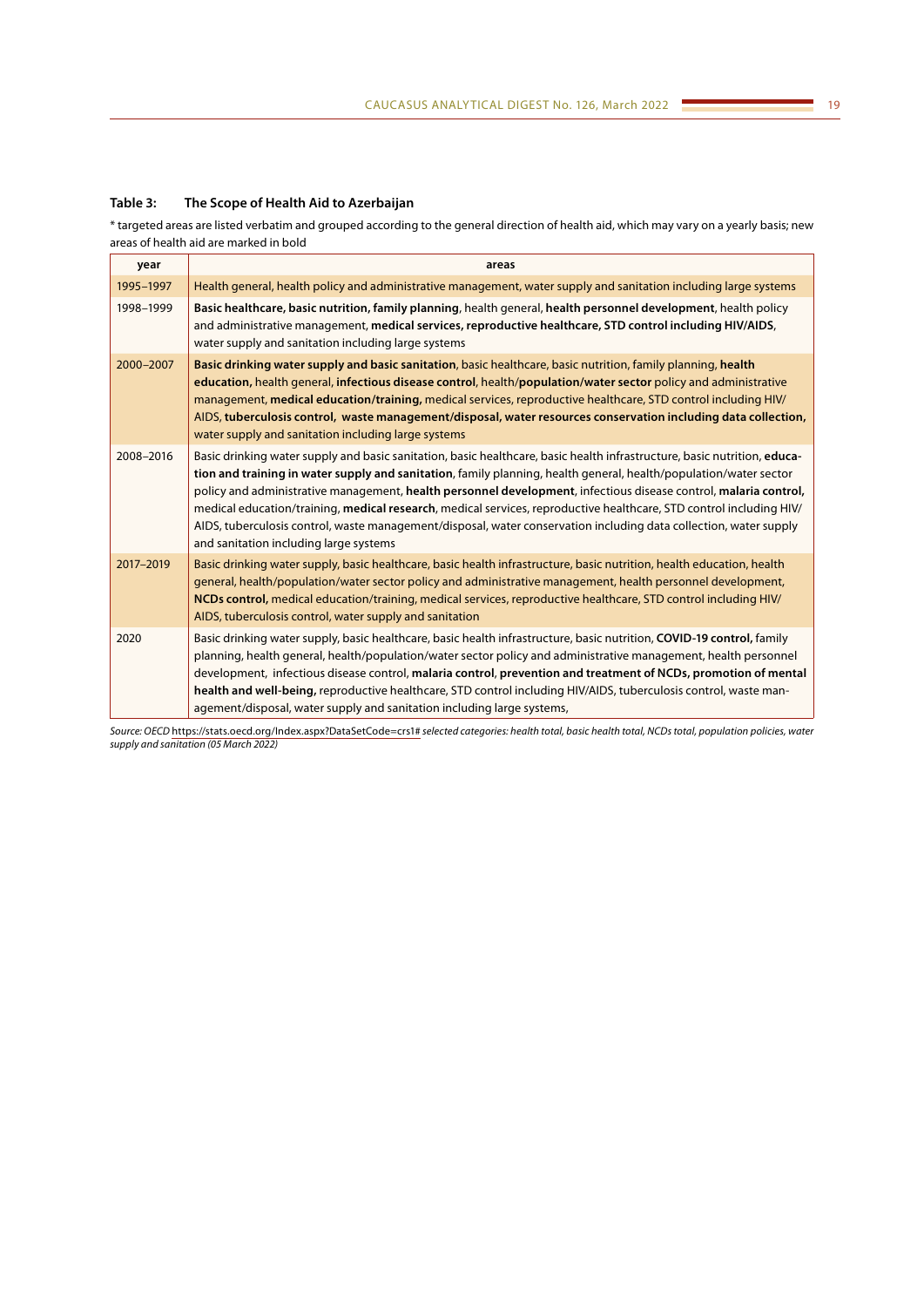### Table 3: The Scope of Health Aid to Azerbaijan

\* targeted areas are listed verbatim and grouped according to the general direction of health aid, which may vary on a yearly basis; new areas of health aid are marked in bold

| year | areas |
|---|---|
| 1995–1997 | Health general, health policy and administrative management, water supply and sanitation including large systems |
| 1998–1999 | **Basic healthcare, basic nutrition, family planning**, health general, **health personnel development**, health policy and administrative management, **medical services, reproductive healthcare, STD control including HIV/AIDS**, water supply and sanitation including large systems |
| 2000–2007 | **Basic drinking water supply and basic sanitation**, basic healthcare, basic nutrition, family planning, **health education,** health general, **infectious disease control**, health/**population/water sector** policy and administrative management, **medical education/training,** medical services, reproductive healthcare, STD control including HIV/AIDS, **tuberculosis control, waste management/disposal, water resources conservation including data collection,** water supply and sanitation including large systems |
| 2008–2016 | Basic drinking water supply and basic sanitation, basic healthcare, basic health infrastructure, basic nutrition, **education and training in water supply and sanitation**, family planning, health general, health/population/water sector policy and administrative management, **health personnel development**, infectious disease control, **malaria control,** medical education/training, **medical research**, medical services, reproductive healthcare, STD control including HIV/AIDS, tuberculosis control, waste management/disposal, water conservation including data collection, water supply and sanitation including large systems |
| 2017–2019 | Basic drinking water supply, basic healthcare, basic health infrastructure, basic nutrition, health education, health general, health/population/water sector policy and administrative management, health personnel development, **NCDs control,** medical education/training, medical services, reproductive healthcare, STD control including HIV/AIDS, tuberculosis control, water supply and sanitation |
| 2020 | Basic drinking water supply, basic healthcare, basic health infrastructure, basic nutrition, **COVID-19 control,** family planning, health general, health/population/water sector policy and administrative management, health personnel development, infectious disease control, **malaria control**, **prevention and treatment of NCDs, promotion of mental health and well-being,** reproductive healthcare, STD control including HIV/AIDS, tuberculosis control, waste management/disposal, water supply and sanitation including large systems, |

*Source: OECD* https://stats.oecd.org/Index.aspx?DataSetCode=crs1# *selected categories: health total, basic health total, NCDs total, population policies, water supply and sanitation (05 March 2022)*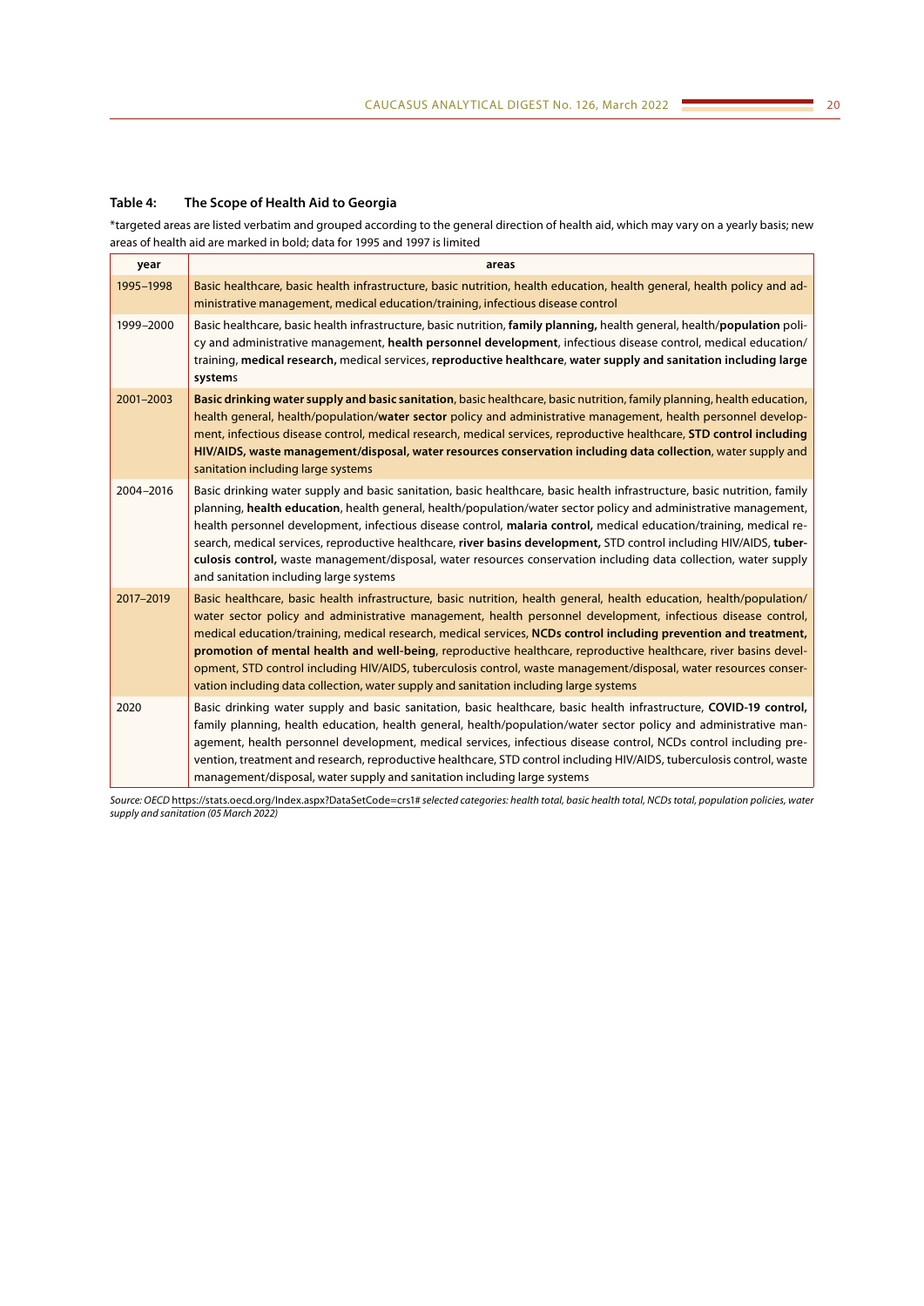**Table 4: The Scope of Health Aid to Georgia**

*targeted areas are listed verbatim and grouped according to the general direction of health aid, which may vary on a yearly basis; new areas of health aid are marked in bold; data for 1995 and 1997 is limited

| year | areas |
|---|---|
| 1995–1998 | Basic healthcare, basic health infrastructure, basic nutrition, health education, health general, health policy and administrative management, medical education/training, infectious disease control |
| 1999–2000 | Basic healthcare, basic health infrastructure, basic nutrition, **family planning,** health general, health/**population** policy and administrative management, **health personnel development**, infectious disease control, medical education/training, **medical research,** medical services, **reproductive healthcare**, **water supply and sanitation including large system**s |
| 2001–2003 | **Basic drinking water supply and basic sanitation**, basic healthcare, basic nutrition, family planning, health education, health general, health/population/**water sector** policy and administrative management, health personnel development, infectious disease control, medical research, medical services, reproductive healthcare, **STD control including HIV/AIDS, waste management/disposal, water resources conservation including data collection**, water supply and sanitation including large systems |
| 2004–2016 | Basic drinking water supply and basic sanitation, basic healthcare, basic health infrastructure, basic nutrition, family planning, **health education**, health general, health/population/water sector policy and administrative management, health personnel development, infectious disease control, **malaria control,** medical education/training, medical research, medical services, reproductive healthcare, **river basins development,** STD control including HIV/AIDS, **tuberculosis control,** waste management/disposal, water resources conservation including data collection, water supply and sanitation including large systems |
| 2017–2019 | Basic healthcare, basic health infrastructure, basic nutrition, health general, health education, health/population/water sector policy and administrative management, health personnel development, infectious disease control, medical education/training, medical research, medical services, **NCDs control including prevention and treatment, promotion of mental health and well-being**, reproductive healthcare, reproductive healthcare, river basins development, STD control including HIV/AIDS, tuberculosis control, waste management/disposal, water resources conservation including data collection, water supply and sanitation including large systems |
| 2020 | Basic drinking water supply and basic sanitation, basic healthcare, basic health infrastructure, **COVID-19 control,** family planning, health education, health general, health/population/water sector policy and administrative management, health personnel development, medical services, infectious disease control, NCDs control including prevention, treatment and research, reproductive healthcare, STD control including HIV/AIDS, tuberculosis control, waste management/disposal, water supply and sanitation including large systems |

*Source: OECD* https://stats.oecd.org/Index.aspx?DataSetCode=crs1# *selected categories: health total, basic health total, NCDs total, population policies, water supply and sanitation (05 March 2022)*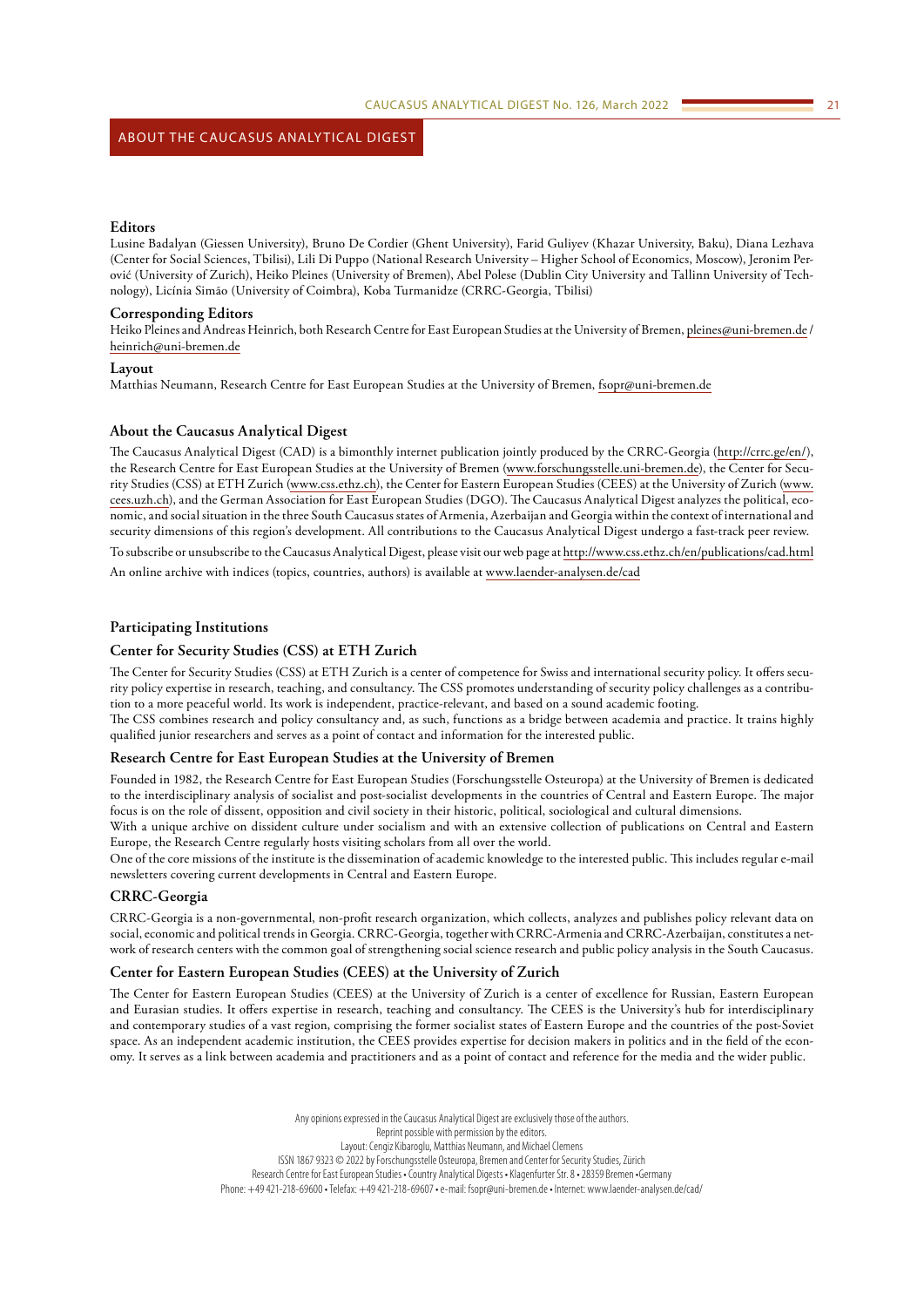# ABOUT THE CAUCASUS ANALYTICAL DIGEST

## Editors

Lusine Badalyan (Giessen University), Bruno De Cordier (Ghent University), Farid Guliyev (Khazar University, Baku), Diana Lezhava (Center for Social Sciences, Tbilisi), Lili Di Puppo (National Research University – Higher School of Economics, Moscow), Jeronim Perović (University of Zurich), Heiko Pleines (University of Bremen), Abel Polese (Dublin City University and Tallinn University of Technology), Licínia Simão (University of Coimbra), Koba Turmanidze (CRRC-Georgia, Tbilisi)

## Corresponding Editors

Heiko Pleines and Andreas Heinrich, both Research Centre for East European Studies at the University of Bremen, pleines@uni-bremen.de / heinrich@uni-bremen.de

## Layout

Matthias Neumann, Research Centre for East European Studies at the University of Bremen, fsopr@uni-bremen.de

## About the Caucasus Analytical Digest

The Caucasus Analytical Digest (CAD) is a bimonthly internet publication jointly produced by the CRRC-Georgia (http://crrc.ge/en/), the Research Centre for East European Studies at the University of Bremen (www.forschungsstelle.uni-bremen.de), the Center for Security Studies (CSS) at ETH Zurich (www.css.ethz.ch), the Center for Eastern European Studies (CEES) at the University of Zurich (www.cees.uzh.ch), and the German Association for East European Studies (DGO). The Caucasus Analytical Digest analyzes the political, economic, and social situation in the three South Caucasus states of Armenia, Azerbaijan and Georgia within the context of international and security dimensions of this region's development. All contributions to the Caucasus Analytical Digest undergo a fast-track peer review.

To subscribe or unsubscribe to the Caucasus Analytical Digest, please visit our web page at http://www.css.ethz.ch/en/publications/cad.html

An online archive with indices (topics, countries, authors) is available at www.laender-analysen.de/cad

## Participating Institutions

### Center for Security Studies (CSS) at ETH Zurich

The Center for Security Studies (CSS) at ETH Zurich is a center of competence for Swiss and international security policy. It offers security policy expertise in research, teaching, and consultancy. The CSS promotes understanding of security policy challenges as a contribution to a more peaceful world. Its work is independent, practice-relevant, and based on a sound academic footing.

The CSS combines research and policy consultancy and, as such, functions as a bridge between academia and practice. It trains highly qualified junior researchers and serves as a point of contact and information for the interested public.

### Research Centre for East European Studies at the University of Bremen

Founded in 1982, the Research Centre for East European Studies (Forschungsstelle Osteuropa) at the University of Bremen is dedicated to the interdisciplinary analysis of socialist and post-socialist developments in the countries of Central and Eastern Europe. The major focus is on the role of dissent, opposition and civil society in their historic, political, sociological and cultural dimensions.

With a unique archive on dissident culture under socialism and with an extensive collection of publications on Central and Eastern Europe, the Research Centre regularly hosts visiting scholars from all over the world.

One of the core missions of the institute is the dissemination of academic knowledge to the interested public. This includes regular e-mail newsletters covering current developments in Central and Eastern Europe.

### CRRC-Georgia

CRRC-Georgia is a non-governmental, non-profit research organization, which collects, analyzes and publishes policy relevant data on social, economic and political trends in Georgia. CRRC-Georgia, together with CRRC-Armenia and CRRC-Azerbaijan, constitutes a network of research centers with the common goal of strengthening social science research and public policy analysis in the South Caucasus.

### Center for Eastern European Studies (CEES) at the University of Zurich

The Center for Eastern European Studies (CEES) at the University of Zurich is a center of excellence for Russian, Eastern European and Eurasian studies. It offers expertise in research, teaching and consultancy. The CEES is the University's hub for interdisciplinary and contemporary studies of a vast region, comprising the former socialist states of Eastern Europe and the countries of the post-Soviet space. As an independent academic institution, the CEES provides expertise for decision makers in politics and in the field of the economy. It serves as a link between academia and practitioners and as a point of contact and reference for the media and the wider public.

Any opinions expressed in the Caucasus Analytical Digest are exclusively those of the authors.
Reprint possible with permission by the editors.
Layout: Cengiz Kibaroglu, Matthias Neumann, and Michael Clemens
ISSN 1867 9323 © 2022 by Forschungsstelle Osteuropa, Bremen and Center for Security Studies, Zürich
Research Centre for East European Studies • Country Analytical Digests • Klagenfurter Str. 8 • 28359 Bremen •Germany
Phone: +49 421-218-69600 • Telefax: +49 421-218-69607 • e-mail: fsopr@uni-bremen.de • Internet: www.laender-analysen.de/cad/